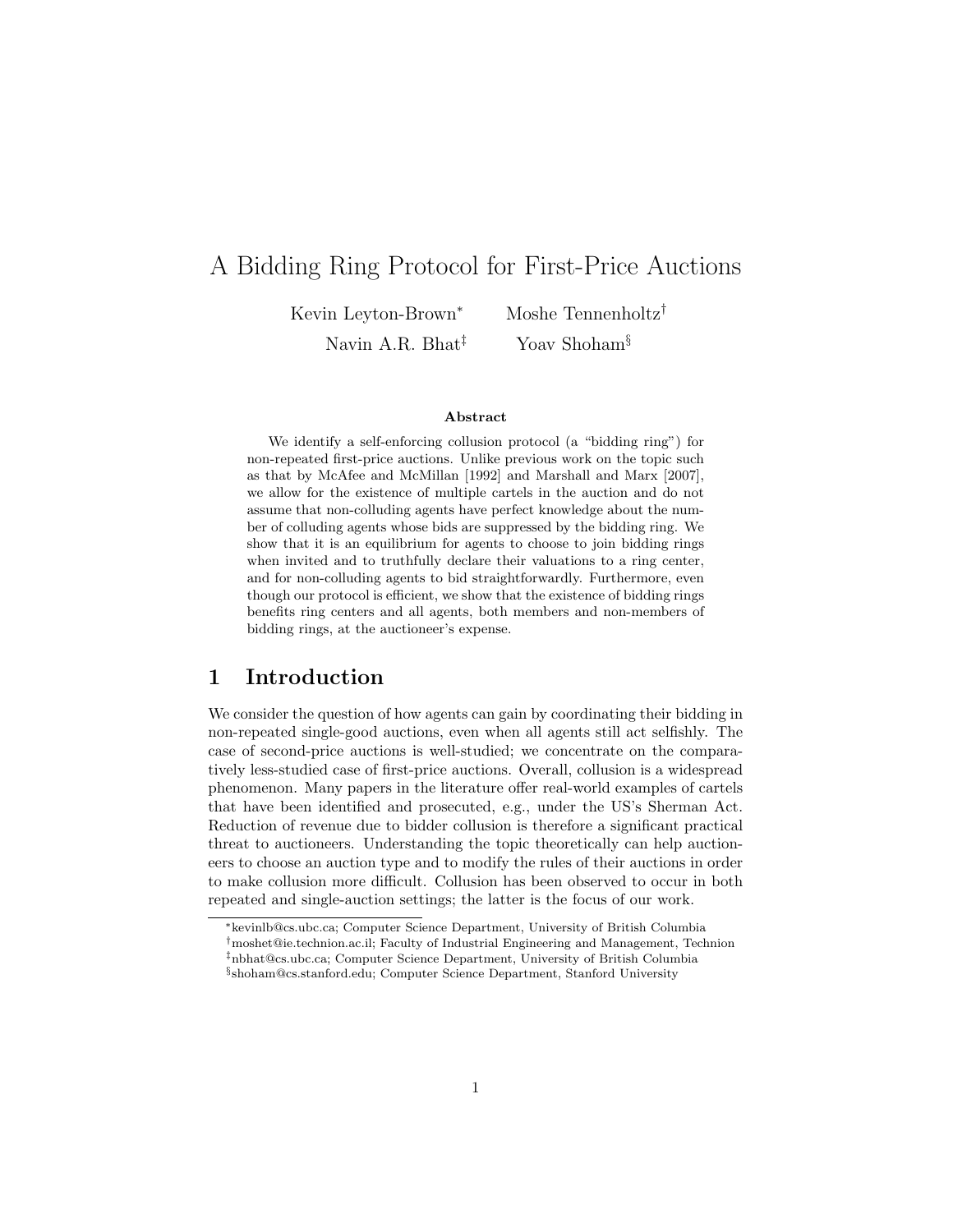# A Bidding Ring Protocol for First-Price Auctions

Kevin Leyton-Brown* Moshe Tennenholtz†

Navin A.R. Bhat‡ Yoav Shoham§

### Abstract

We identify a self-enforcing collusion protocol (a "bidding ring") for non-repeated first-price auctions. Unlike previous work on the topic such as that by McAfee and McMillan [1992] and Marshall and Marx [2007], we allow for the existence of multiple cartels in the auction and do not assume that non-colluding agents have perfect knowledge about the number of colluding agents whose bids are suppressed by the bidding ring. We show that it is an equilibrium for agents to choose to join bidding rings when invited and to truthfully declare their valuations to a ring center, and for non-colluding agents to bid straightforwardly. Furthermore, even though our protocol is efficient, we show that the existence of bidding rings benefits ring centers and all agents, both members and non-members of bidding rings, at the auctioneer's expense.

## 1 Introduction

We consider the question of how agents can gain by coordinating their bidding in non-repeated single-good auctions, even when all agents still act selfishly. The case of second-price auctions is well-studied; we concentrate on the comparatively less-studied case of first-price auctions. Overall, collusion is a widespread phenomenon. Many papers in the literature offer real-world examples of cartels that have been identified and prosecuted, e.g., under the US's Sherman Act. Reduction of revenue due to bidder collusion is therefore a significant practical threat to auctioneers. Understanding the topic theoretically can help auctioneers to choose an auction type and to modify the rules of their auctions in order to make collusion more difficult. Collusion has been observed to occur in both repeated and single-auction settings; the latter is the focus of our work.

*kevinlb@cs.ubc.ca; Computer Science Department, University of British Columbia

†moshet@ie.technion.ac.il; Faculty of Industrial Engineering and Management, Technion

‡nbhat@cs.ubc.ca; Computer Science Department, University of British Columbia

§shoham@cs.stanford.edu; Computer Science Department, Stanford University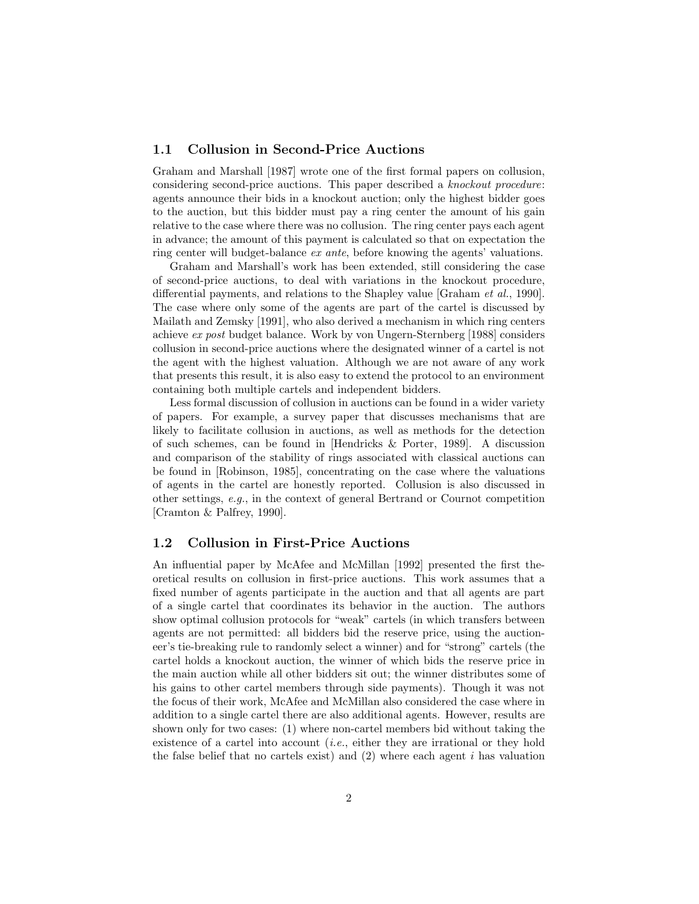### 1.1 Collusion in Second-Price Auctions

Graham and Marshall [1987] wrote one of the first formal papers on collusion, considering second-price auctions. This paper described a *knockout procedure*: agents announce their bids in a knockout auction; only the highest bidder goes to the auction, but this bidder must pay a ring center the amount of his gain relative to the case where there was no collusion. The ring center pays each agent in advance; the amount of this payment is calculated so that on expectation the ring center will budget-balance *ex ante*, before knowing the agents' valuations.

Graham and Marshall's work has been extended, still considering the case of second-price auctions, to deal with variations in the knockout procedure, differential payments, and relations to the Shapley value [Graham *et al.*, 1990]. The case where only some of the agents are part of the cartel is discussed by Mailath and Zemsky [1991], who also derived a mechanism in which ring centers achieve *ex post* budget balance. Work by von Ungern-Sternberg [1988] considers collusion in second-price auctions where the designated winner of a cartel is not the agent with the highest valuation. Although we are not aware of any work that presents this result, it is also easy to extend the protocol to an environment containing both multiple cartels and independent bidders.

Less formal discussion of collusion in auctions can be found in a wider variety of papers. For example, a survey paper that discusses mechanisms that are likely to facilitate collusion in auctions, as well as methods for the detection of such schemes, can be found in [Hendricks & Porter, 1989]. A discussion and comparison of the stability of rings associated with classical auctions can be found in [Robinson, 1985], concentrating on the case where the valuations of agents in the cartel are honestly reported. Collusion is also discussed in other settings, *e.g.*, in the context of general Bertrand or Cournot competition [Cramton & Palfrey, 1990].

### 1.2 Collusion in First-Price Auctions

An influential paper by McAfee and McMillan [1992] presented the first theoretical results on collusion in first-price auctions. This work assumes that a fixed number of agents participate in the auction and that all agents are part of a single cartel that coordinates its behavior in the auction. The authors show optimal collusion protocols for "weak" cartels (in which transfers between agents are not permitted: all bidders bid the reserve price, using the auctioneer's tie-breaking rule to randomly select a winner) and for "strong" cartels (the cartel holds a knockout auction, the winner of which bids the reserve price in the main auction while all other bidders sit out; the winner distributes some of his gains to other cartel members through side payments). Though it was not the focus of their work, McAfee and McMillan also considered the case where in addition to a single cartel there are also additional agents. However, results are shown only for two cases: (1) where non-cartel members bid without taking the existence of a cartel into account (*i.e.*, either they are irrational or they hold the false belief that no cartels exist) and (2) where each agent $i$ has valuation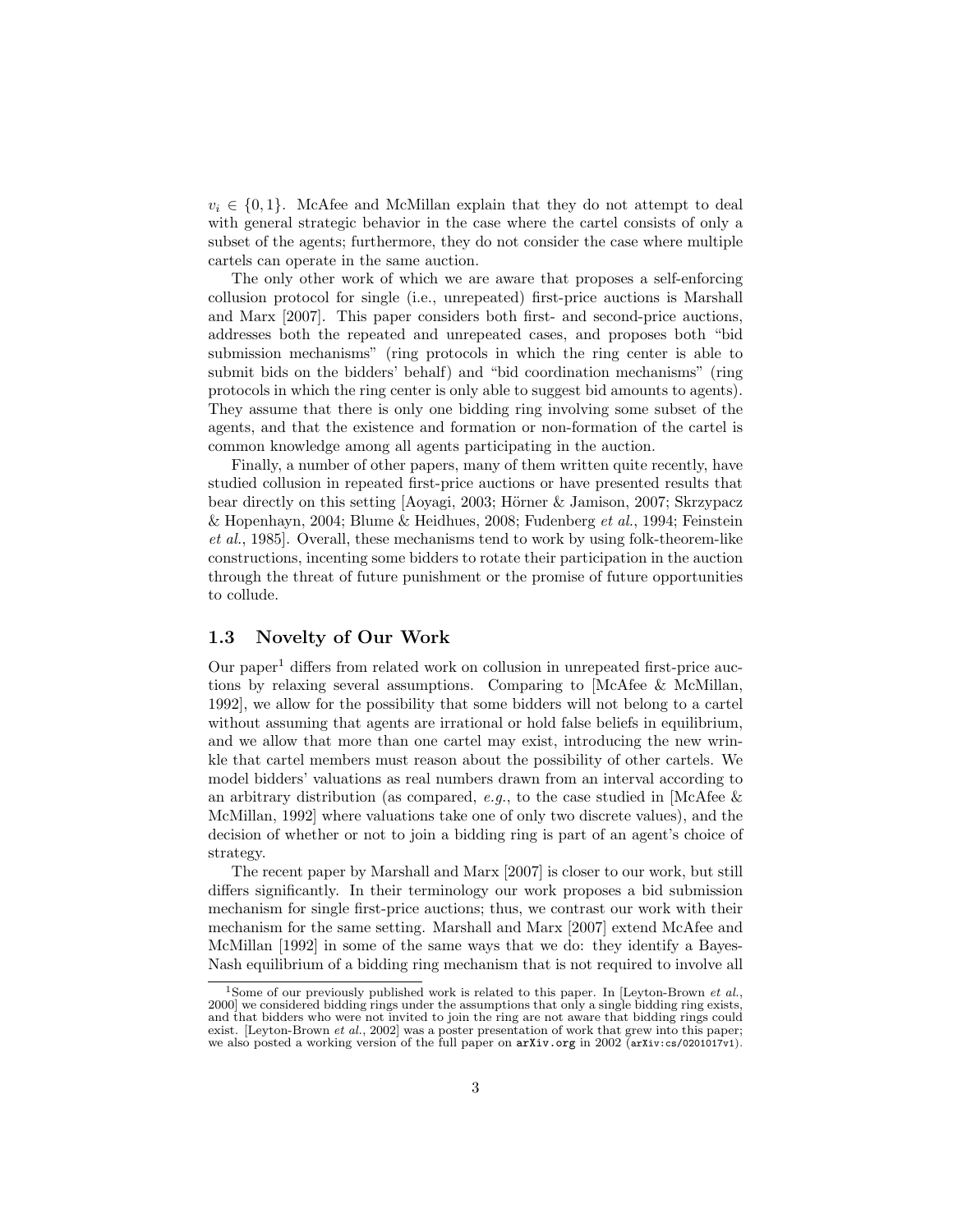$v_i \in \{0, 1\}$. McAfee and McMillan explain that they do not attempt to deal with general strategic behavior in the case where the cartel consists of only a subset of the agents; furthermore, they do not consider the case where multiple cartels can operate in the same auction.

The only other work of which we are aware that proposes a self-enforcing collusion protocol for single (i.e., unrepeated) first-price auctions is Marshall and Marx [2007]. This paper considers both first- and second-price auctions, addresses both the repeated and unrepeated cases, and proposes both "bid submission mechanisms" (ring protocols in which the ring center is able to submit bids on the bidders' behalf) and "bid coordination mechanisms" (ring protocols in which the ring center is only able to suggest bid amounts to agents). They assume that there is only one bidding ring involving some subset of the agents, and that the existence and formation or non-formation of the cartel is common knowledge among all agents participating in the auction.

Finally, a number of other papers, many of them written quite recently, have studied collusion in repeated first-price auctions or have presented results that bear directly on this setting [Aoyagi, 2003; Hörner & Jamison, 2007; Skrzypacz & Hopenhayn, 2004; Blume & Heidhues, 2008; Fudenberg *et al.*, 1994; Feinstein *et al.*, 1985]. Overall, these mechanisms tend to work by using folk-theorem-like constructions, incenting some bidders to rotate their participation in the auction through the threat of future punishment or the promise of future opportunities to collude.

## 1.3 Novelty of Our Work

Our paper[1] differs from related work on collusion in unrepeated first-price auctions by relaxing several assumptions. Comparing to [McAfee & McMillan, 1992], we allow for the possibility that some bidders will not belong to a cartel without assuming that agents are irrational or hold false beliefs in equilibrium, and we allow that more than one cartel may exist, introducing the new wrinkle that cartel members must reason about the possibility of other cartels. We model bidders' valuations as real numbers drawn from an interval according to an arbitrary distribution (as compared, *e.g.*, to the case studied in [McAfee & McMillan, 1992] where valuations take one of only two discrete values), and the decision of whether or not to join a bidding ring is part of an agent's choice of strategy.

The recent paper by Marshall and Marx [2007] is closer to our work, but still differs significantly. In their terminology our work proposes a bid submission mechanism for single first-price auctions; thus, we contrast our work with their mechanism for the same setting. Marshall and Marx [2007] extend McAfee and McMillan [1992] in some of the same ways that we do: they identify a Bayes-Nash equilibrium of a bidding ring mechanism that is not required to involve all

[1] Some of our previously published work is related to this paper. In [Leyton-Brown *et al.*, 2000] we considered bidding rings under the assumptions that only a single bidding ring exists, and that bidders who were not invited to join the ring are not aware that bidding rings could exist. [Leyton-Brown *et al.*, 2002] was a poster presentation of work that grew into this paper; we also posted a working version of the full paper on `arXiv.org` in 2002 (`arXiv:cs/0201017v1`).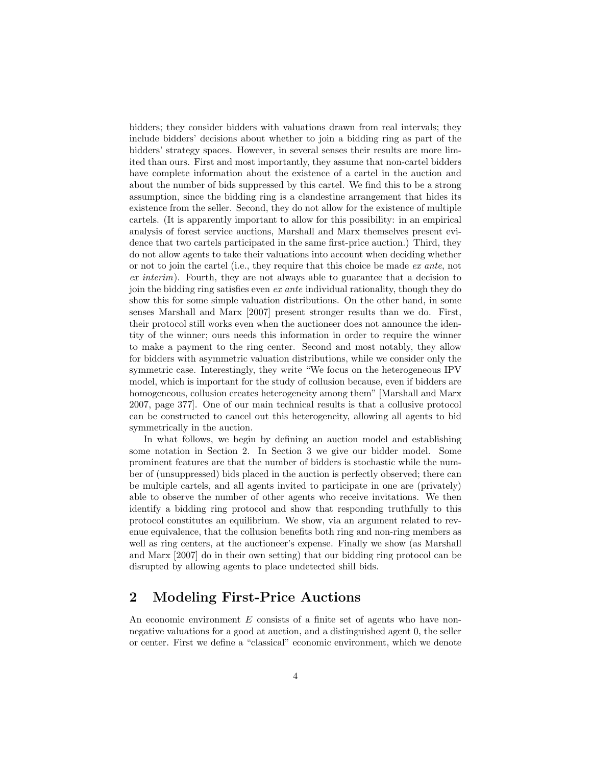bidders; they consider bidders with valuations drawn from real intervals; they include bidders' decisions about whether to join a bidding ring as part of the bidders' strategy spaces. However, in several senses their results are more limited than ours. First and most importantly, they assume that non-cartel bidders have complete information about the existence of a cartel in the auction and about the number of bids suppressed by this cartel. We find this to be a strong assumption, since the bidding ring is a clandestine arrangement that hides its existence from the seller. Second, they do not allow for the existence of multiple cartels. (It is apparently important to allow for this possibility: in an empirical analysis of forest service auctions, Marshall and Marx themselves present evidence that two cartels participated in the same first-price auction.) Third, they do not allow agents to take their valuations into account when deciding whether or not to join the cartel (i.e., they require that this choice be made *ex ante*, not *ex interim*). Fourth, they are not always able to guarantee that a decision to join the bidding ring satisfies even *ex ante* individual rationality, though they do show this for some simple valuation distributions. On the other hand, in some senses Marshall and Marx [2007] present stronger results than we do. First, their protocol still works even when the auctioneer does not announce the identity of the winner; ours needs this information in order to require the winner to make a payment to the ring center. Second and most notably, they allow for bidders with asymmetric valuation distributions, while we consider only the symmetric case. Interestingly, they write "We focus on the heterogeneous IPV model, which is important for the study of collusion because, even if bidders are homogeneous, collusion creates heterogeneity among them" [Marshall and Marx 2007, page 377]. One of our main technical results is that a collusive protocol can be constructed to cancel out this heterogeneity, allowing all agents to bid symmetrically in the auction.

In what follows, we begin by defining an auction model and establishing some notation in Section 2. In Section 3 we give our bidder model. Some prominent features are that the number of bidders is stochastic while the number of (unsuppressed) bids placed in the auction is perfectly observed; there can be multiple cartels, and all agents invited to participate in one are (privately) able to observe the number of other agents who receive invitations. We then identify a bidding ring protocol and show that responding truthfully to this protocol constitutes an equilibrium. We show, via an argument related to revenue equivalence, that the collusion benefits both ring and non-ring members as well as ring centers, at the auctioneer's expense. Finally we show (as Marshall and Marx [2007] do in their own setting) that our bidding ring protocol can be disrupted by allowing agents to place undetected shill bids.

## 2 Modeling First-Price Auctions

An economic environment $E$ consists of a finite set of agents who have non-negative valuations for a good at auction, and a distinguished agent 0, the seller or center. First we define a "classical" economic environment, which we denote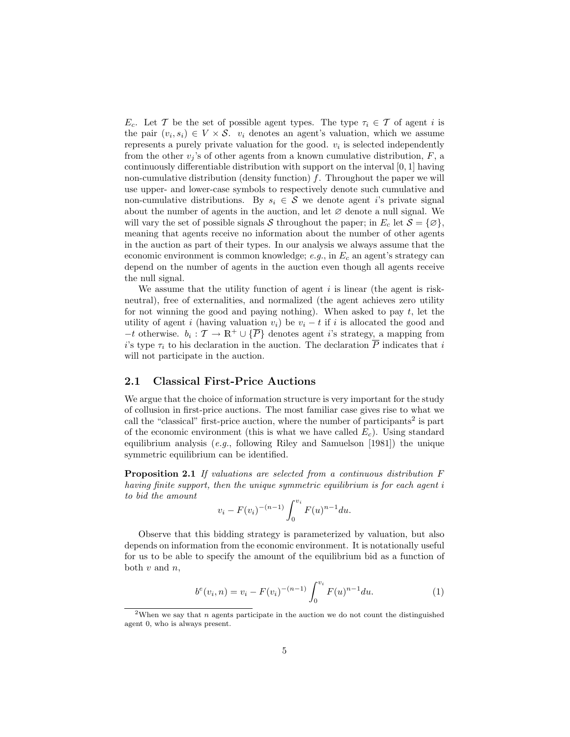$E_c$. Let $\mathcal{T}$ be the set of possible agent types. The type $\tau_i \in \mathcal{T}$ of agent $i$ is the pair $(v_i, s_i) \in V \times \mathcal{S}$. $v_i$ denotes an agent's valuation, which we assume represents a purely private valuation for the good. $v_i$ is selected independently from the other $v_j$'s of other agents from a known cumulative distribution, $F$, a continuously differentiable distribution with support on the interval $[0, 1]$ having non-cumulative distribution (density function) $f$. Throughout the paper we will use upper- and lower-case symbols to respectively denote such cumulative and non-cumulative distributions. By $s_i \in \mathcal{S}$ we denote agent $i$'s private signal about the number of agents in the auction, and let $\varnothing$ denote a null signal. We will vary the set of possible signals $\mathcal{S}$ throughout the paper; in $E_c$ let $\mathcal{S} = \{\varnothing\}$, meaning that agents receive no information about the number of other agents in the auction as part of their types. In our analysis we always assume that the economic environment is common knowledge; *e.g.*, in $E_c$ an agent's strategy can depend on the number of agents in the auction even though all agents receive the null signal.

We assume that the utility function of agent $i$ is linear (the agent is risk-neutral), free of externalities, and normalized (the agent achieves zero utility for not winning the good and paying nothing). When asked to pay $t$, let the utility of agent $i$ (having valuation $v_i$) be $v_i - t$ if $i$ is allocated the good and $-t$ otherwise. $b_i : \mathcal{T} \rightarrow \mathbb{R}^+ \cup \{\overline{P}\}$ denotes agent $i$'s strategy, a mapping from $i$'s type $\tau_i$ to his declaration in the auction. The declaration $\overline{P}$ indicates that $i$ will not participate in the auction.

## 2.1 Classical First-Price Auctions

We argue that the choice of information structure is very important for the study of collusion in first-price auctions. The most familiar case gives rise to what we call the "classical" first-price auction, where the number of participants[2] is part of the economic environment (this is what we have called $E_c$). Using standard equilibrium analysis (*e.g.*, following Riley and Samuelson [1981]) the unique symmetric equilibrium can be identified.

**Proposition 2.1** *If valuations are selected from a continuous distribution $F$ having finite support, then the unique symmetric equilibrium is for each agent $i$ to bid the amount*

$$v_i - F(v_i)^{-(n-1)} \int_0^{v_i} F(u)^{n-1} du.$$

Observe that this bidding strategy is parameterized by valuation, but also depends on information from the economic environment. It is notationally useful for us to be able to specify the amount of the equilibrium bid as a function of both $v$ and $n$,

$$b^e(v_i, n) = v_i - F(v_i)^{-(n-1)} \int_0^{v_i} F(u)^{n-1} du. \tag{1}$$

[2] When we say that $n$ agents participate in the auction we do not count the distinguished agent 0, who is always present.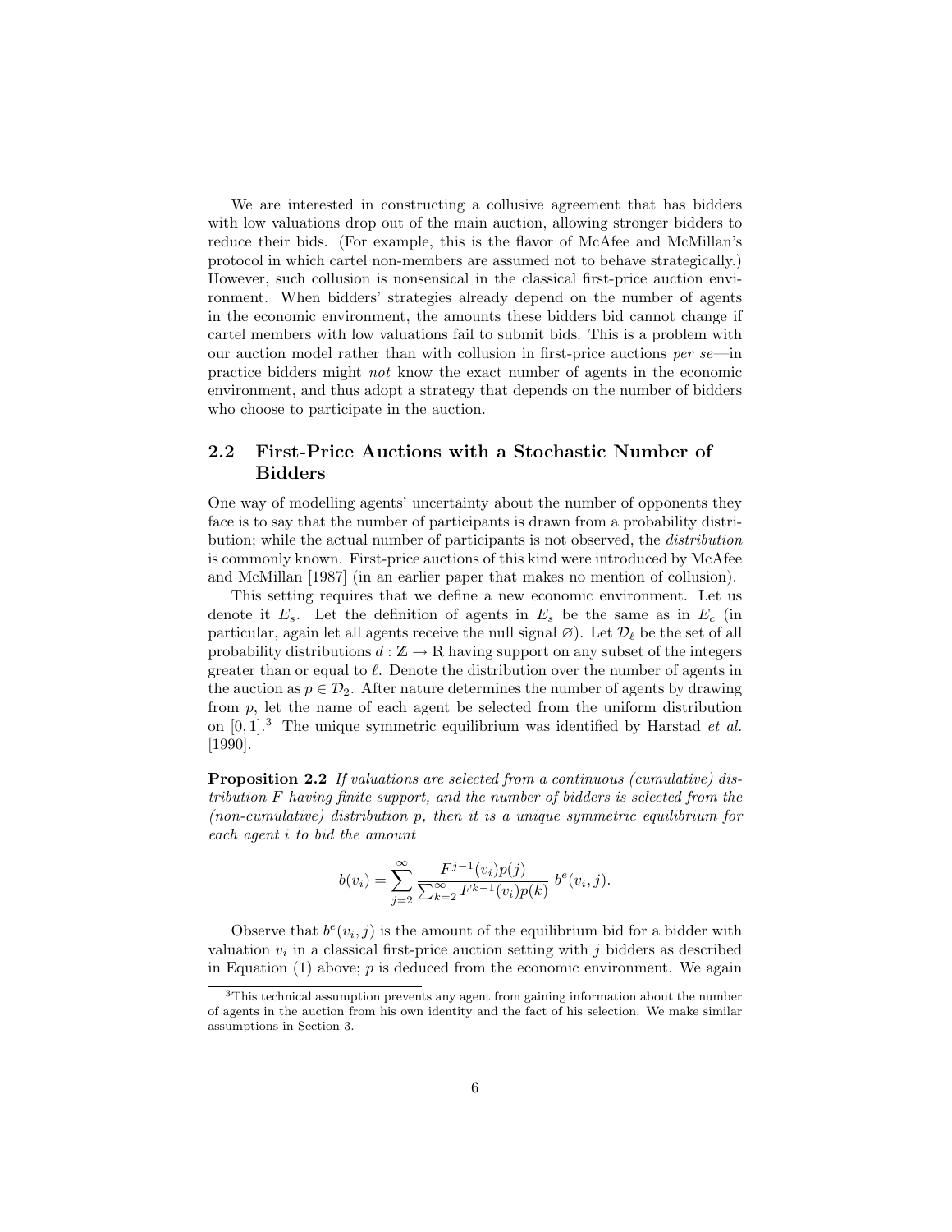We are interested in constructing a collusive agreement that has bidders with low valuations drop out of the main auction, allowing stronger bidders to reduce their bids. (For example, this is the flavor of McAfee and McMillan's protocol in which cartel non-members are assumed not to behave strategically.) However, such collusion is nonsensical in the classical first-price auction environment. When bidders' strategies already depend on the number of agents in the economic environment, the amounts these bidders bid cannot change if cartel members with low valuations fail to submit bids. This is a problem with our auction model rather than with collusion in first-price auctions *per se*—in practice bidders might *not* know the exact number of agents in the economic environment, and thus adopt a strategy that depends on the number of bidders who choose to participate in the auction.

## 2.2 First-Price Auctions with a Stochastic Number of Bidders

One way of modelling agents' uncertainty about the number of opponents they face is to say that the number of participants is drawn from a probability distribution; while the actual number of participants is not observed, the *distribution* is commonly known. First-price auctions of this kind were introduced by McAfee and McMillan [1987] (in an earlier paper that makes no mention of collusion).

This setting requires that we define a new economic environment. Let us denote it $E_s$. Let the definition of agents in $E_s$ be the same as in $E_c$ (in particular, again let all agents receive the null signal $\varnothing$). Let $\mathcal{D}_\ell$ be the set of all probability distributions $d : \mathbb{Z} \to \mathbb{R}$ having support on any subset of the integers greater than or equal to $\ell$. Denote the distribution over the number of agents in the auction as $p \in \mathcal{D}_2$. After nature determines the number of agents by drawing from $p$, let the name of each agent be selected from the uniform distribution on $[0, 1]$.[3] The unique symmetric equilibrium was identified by Harstad *et al.* [1990].

**Proposition 2.2** *If valuations are selected from a continuous (cumulative) distribution $F$ having finite support, and the number of bidders is selected from the (non-cumulative) distribution $p$, then it is a unique symmetric equilibrium for each agent $i$ to bid the amount*

$$b(v_i) = \sum_{j=2}^{\infty} \frac{F^{j-1}(v_i)p(j)}{\sum_{k=2}^{\infty} F^{k-1}(v_i)p(k)} \; b^e(v_i, j).$$

Observe that $b^e(v_i, j)$ is the amount of the equilibrium bid for a bidder with valuation $v_i$ in a classical first-price auction setting with $j$ bidders as described in Equation (1) above; $p$ is deduced from the economic environment. We again

[3] This technical assumption prevents any agent from gaining information about the number of agents in the auction from his own identity and the fact of his selection. We make similar assumptions in Section 3.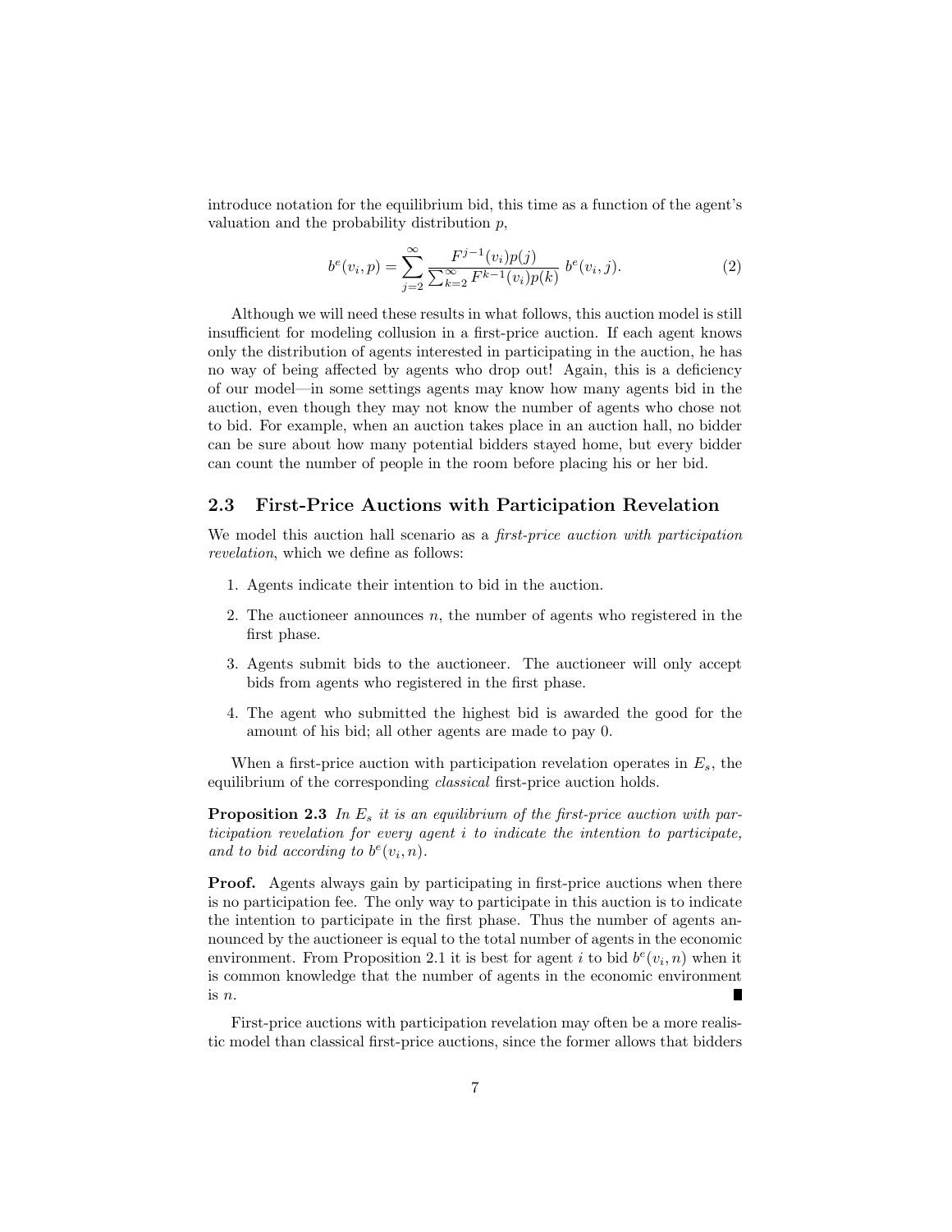introduce notation for the equilibrium bid, this time as a function of the agent's valuation and the probability distribution $p$,

$$b^e(v_i, p) = \sum_{j=2}^{\infty} \frac{F^{j-1}(v_i)p(j)}{\sum_{k=2}^{\infty} F^{k-1}(v_i)p(k)} \; b^e(v_i, j). \tag{2}$$

Although we will need these results in what follows, this auction model is still insufficient for modeling collusion in a first-price auction. If each agent knows only the distribution of agents interested in participating in the auction, he has no way of being affected by agents who drop out! Again, this is a deficiency of our model—in some settings agents may know how many agents bid in the auction, even though they may not know the number of agents who chose not to bid. For example, when an auction takes place in an auction hall, no bidder can be sure about how many potential bidders stayed home, but every bidder can count the number of people in the room before placing his or her bid.

### 2.3 First-Price Auctions with Participation Revelation

We model this auction hall scenario as a *first-price auction with participation revelation*, which we define as follows:

1. Agents indicate their intention to bid in the auction.
2. The auctioneer announces $n$, the number of agents who registered in the first phase.
3. Agents submit bids to the auctioneer. The auctioneer will only accept bids from agents who registered in the first phase.
4. The agent who submitted the highest bid is awarded the good for the amount of his bid; all other agents are made to pay 0.

When a first-price auction with participation revelation operates in $E_s$, the equilibrium of the corresponding *classical* first-price auction holds.

**Proposition 2.3** *In $E_s$ it is an equilibrium of the first-price auction with participation revelation for every agent $i$ to indicate the intention to participate, and to bid according to $b^e(v_i, n)$.*

**Proof.** Agents always gain by participating in first-price auctions when there is no participation fee. The only way to participate in this auction is to indicate the intention to participate in the first phase. Thus the number of agents announced by the auctioneer is equal to the total number of agents in the economic environment. From Proposition 2.1 it is best for agent $i$ to bid $b^e(v_i, n)$ when it is common knowledge that the number of agents in the economic environment is $n$. ∎

First-price auctions with participation revelation may often be a more realistic model than classical first-price auctions, since the former allows that bidders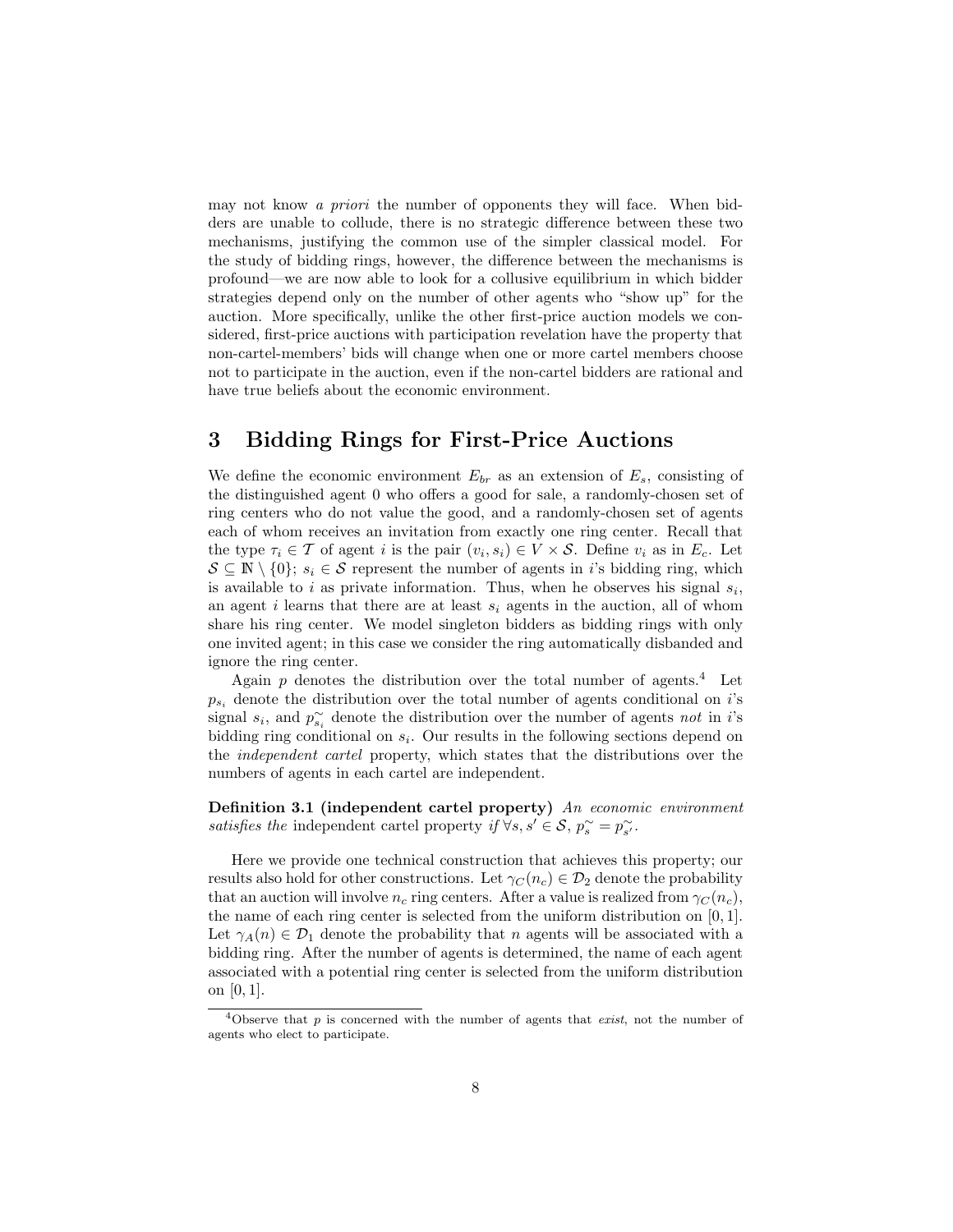may not know *a priori* the number of opponents they will face. When bidders are unable to collude, there is no strategic difference between these two mechanisms, justifying the common use of the simpler classical model. For the study of bidding rings, however, the difference between the mechanisms is profound—we are now able to look for a collusive equilibrium in which bidder strategies depend only on the number of other agents who "show up" for the auction. More specifically, unlike the other first-price auction models we considered, first-price auctions with participation revelation have the property that non-cartel-members' bids will change when one or more cartel members choose not to participate in the auction, even if the non-cartel bidders are rational and have true beliefs about the economic environment.

# 3 Bidding Rings for First-Price Auctions

We define the economic environment $E_{br}$ as an extension of $E_s$, consisting of the distinguished agent 0 who offers a good for sale, a randomly-chosen set of ring centers who do not value the good, and a randomly-chosen set of agents each of whom receives an invitation from exactly one ring center. Recall that the type $\tau_i \in \mathcal{T}$ of agent $i$ is the pair $(v_i, s_i) \in V \times \mathcal{S}$. Define $v_i$ as in $E_c$. Let $\mathcal{S} \subseteq \mathbb{N} \setminus \{0\}$; $s_i \in \mathcal{S}$ represent the number of agents in $i$'s bidding ring, which is available to $i$ as private information. Thus, when he observes his signal $s_i$, an agent $i$ learns that there are at least $s_i$ agents in the auction, all of whom share his ring center. We model singleton bidders as bidding rings with only one invited agent; in this case we consider the ring automatically disbanded and ignore the ring center.

Again $p$ denotes the distribution over the total number of agents.[4] Let $p_{s_i}$ denote the distribution over the total number of agents conditional on $i$'s signal $s_i$, and $p^{\sim}_{s_i}$ denote the distribution over the number of agents *not* in $i$'s bidding ring conditional on $s_i$. Our results in the following sections depend on the *independent cartel* property, which states that the distributions over the numbers of agents in each cartel are independent.

**Definition 3.1 (independent cartel property)** *An economic environment satisfies the* independent cartel property *if* $\forall s, s' \in \mathcal{S}$, $p^{\sim}_{s} = p^{\sim}_{s'}$.

Here we provide one technical construction that achieves this property; our results also hold for other constructions. Let $\gamma_C(n_c) \in \mathcal{D}_2$ denote the probability that an auction will involve $n_c$ ring centers. After a value is realized from $\gamma_C(n_c)$, the name of each ring center is selected from the uniform distribution on $[0, 1]$. Let $\gamma_A(n) \in \mathcal{D}_1$ denote the probability that $n$ agents will be associated with a bidding ring. After the number of agents is determined, the name of each agent associated with a potential ring center is selected from the uniform distribution on $[0, 1]$.

[4] Observe that $p$ is concerned with the number of agents that *exist*, not the number of agents who elect to participate.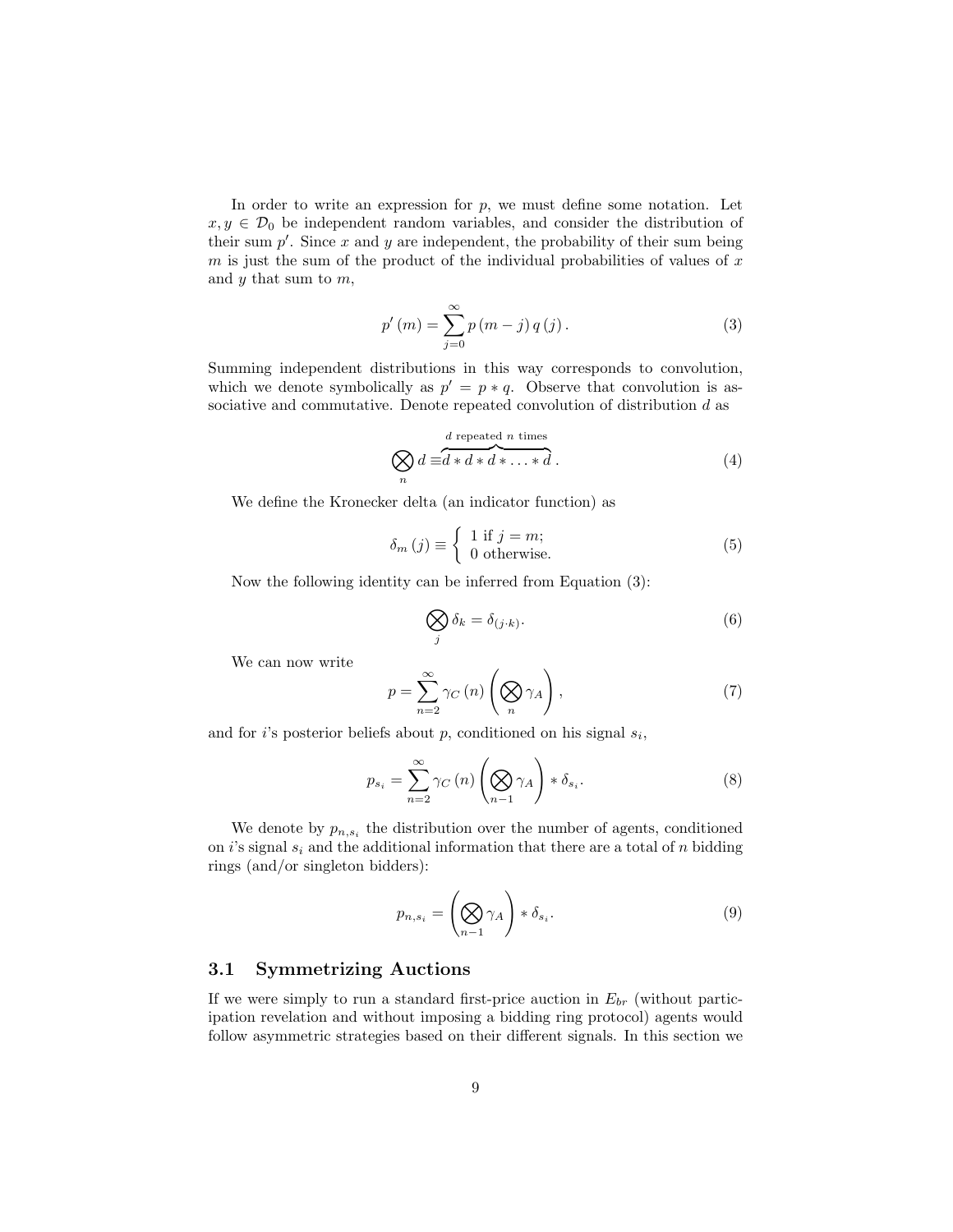In order to write an expression for $p$, we must define some notation. Let $x, y \in \mathcal{D}_0$ be independent random variables, and consider the distribution of their sum $p'$. Since $x$ and $y$ are independent, the probability of their sum being $m$ is just the sum of the product of the individual probabilities of values of $x$ and $y$ that sum to $m$,

$$p'(m) = \sum_{j=0}^{\infty} p(m-j)\, q(j). \tag{3}$$

Summing independent distributions in this way corresponds to convolution, which we denote symbolically as $p' = p * q$. Observe that convolution is associative and commutative. Denote repeated convolution of distribution $d$ as

$$\bigotimes_n d \equiv \overbrace{d * d * d * \ldots * d}^{d \text{ repeated } n \text{ times}}. \tag{4}$$

We define the Kronecker delta (an indicator function) as

$$\delta_m(j) \equiv \begin{cases} 1 \text{ if } j = m; \\ 0 \text{ otherwise.} \end{cases} \tag{5}$$

Now the following identity can be inferred from Equation (3):

$$\bigotimes_j \delta_k = \delta_{(j \cdot k)}. \tag{6}$$

We can now write

$$p = \sum_{n=2}^{\infty} \gamma_C(n) \left( \bigotimes_n \gamma_A \right), \tag{7}$$

and for $i$'s posterior beliefs about $p$, conditioned on his signal $s_i$,

$$p_{s_i} = \sum_{n=2}^{\infty} \gamma_C(n) \left( \bigotimes_{n-1} \gamma_A \right) * \delta_{s_i}. \tag{8}$$

We denote by $p_{n,s_i}$ the distribution over the number of agents, conditioned on $i$'s signal $s_i$ and the additional information that there are a total of $n$ bidding rings (and/or singleton bidders):

$$p_{n,s_i} = \left( \bigotimes_{n-1} \gamma_A \right) * \delta_{s_i}. \tag{9}$$

### 3.1 Symmetrizing Auctions

If we were simply to run a standard first-price auction in $E_{br}$ (without participation revelation and without imposing a bidding ring protocol) agents would follow asymmetric strategies based on their different signals. In this section we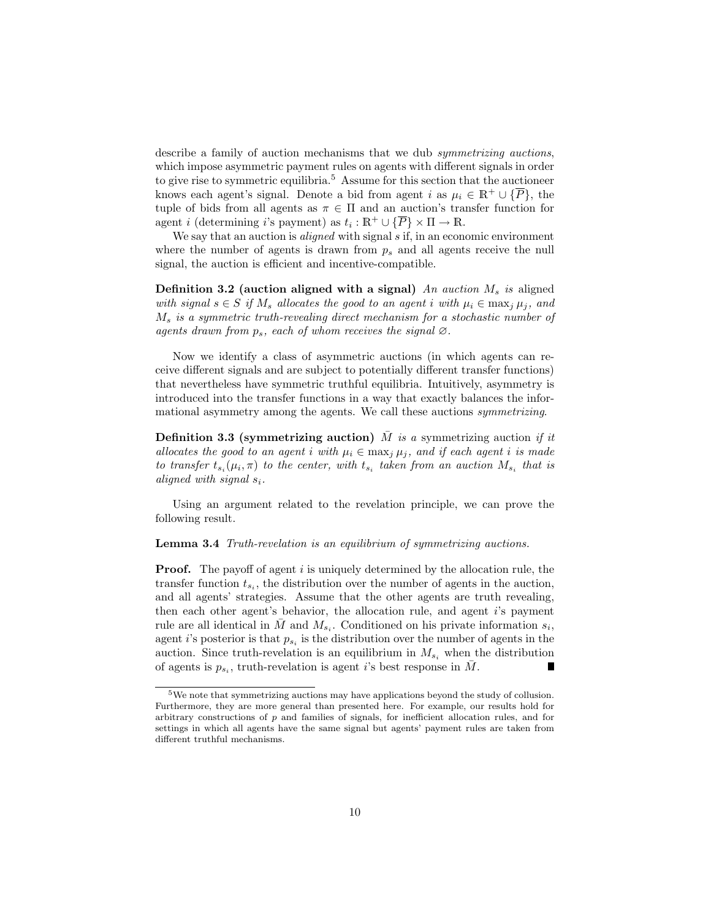describe a family of auction mechanisms that we dub *symmetrizing auctions*, which impose asymmetric payment rules on agents with different signals in order to give rise to symmetric equilibria.[5] Assume for this section that the auctioneer knows each agent's signal. Denote a bid from agent $i$ as $\mu_i \in \mathbb{R}^+ \cup \{\overline{P}\}$, the tuple of bids from all agents as $\pi \in \Pi$ and an auction's transfer function for agent $i$ (determining $i$'s payment) as $t_i : \mathbb{R}^+ \cup \{\overline{P}\} \times \Pi \to \mathbb{R}$.

We say that an auction is *aligned* with signal $s$ if, in an economic environment where the number of agents is drawn from $p_s$ and all agents receive the null signal, the auction is efficient and incentive-compatible.

**Definition 3.2 (auction aligned with a signal)** *An auction $M_s$ is* aligned *with signal $s \in S$ if $M_s$ allocates the good to an agent $i$ with $\mu_i \in \max_j \mu_j$, and $M_s$ is a symmetric truth-revealing direct mechanism for a stochastic number of agents drawn from $p_s$, each of whom receives the signal $\varnothing$.*

Now we identify a class of asymmetric auctions (in which agents can receive different signals and are subject to potentially different transfer functions) that nevertheless have symmetric truthful equilibria. Intuitively, asymmetry is introduced into the transfer functions in a way that exactly balances the informational asymmetry among the agents. We call these auctions *symmetrizing*.

**Definition 3.3 (symmetrizing auction)** *$\bar{M}$ is a* symmetrizing auction *if it allocates the good to an agent $i$ with $\mu_i \in \max_j \mu_j$, and if each agent $i$ is made to transfer $t_{s_i}(\mu_i, \pi)$ to the center, with $t_{s_i}$ taken from an auction $M_{s_i}$ that is aligned with signal $s_i$.*

Using an argument related to the revelation principle, we can prove the following result.

**Lemma 3.4** *Truth-revelation is an equilibrium of symmetrizing auctions.*

**Proof.** The payoff of agent $i$ is uniquely determined by the allocation rule, the transfer function $t_{s_i}$, the distribution over the number of agents in the auction, and all agents' strategies. Assume that the other agents are truth revealing, then each other agent's behavior, the allocation rule, and agent $i$'s payment rule are all identical in $\bar{M}$ and $M_{s_i}$. Conditioned on his private information $s_i$, agent $i$'s posterior is that $p_{s_i}$ is the distribution over the number of agents in the auction. Since truth-revelation is an equilibrium in $M_{s_i}$ when the distribution of agents is $p_{s_i}$, truth-revelation is agent $i$'s best response in $\bar{M}$. ■

[5] We note that symmetrizing auctions may have applications beyond the study of collusion. Furthermore, they are more general than presented here. For example, our results hold for arbitrary constructions of $p$ and families of signals, for inefficient allocation rules, and for settings in which all agents have the same signal but agents' payment rules are taken from different truthful mechanisms.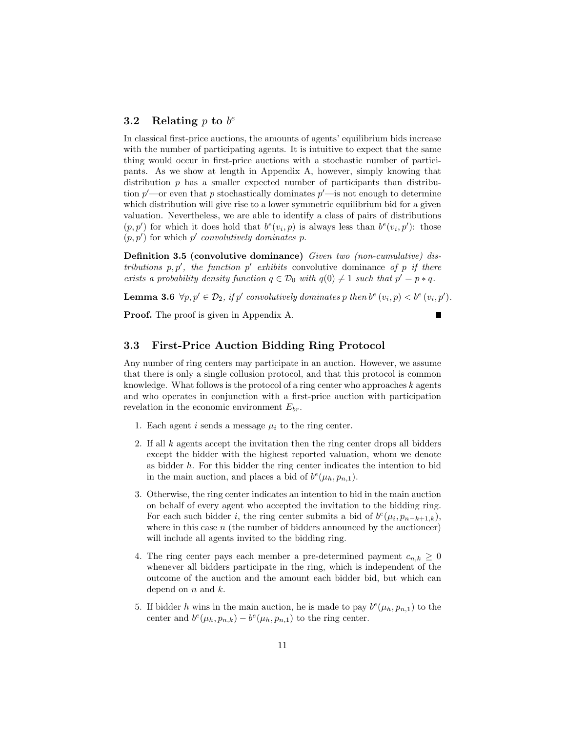### 3.2 Relating $p$ to $b^e$

In classical first-price auctions, the amounts of agents' equilibrium bids increase with the number of participating agents. It is intuitive to expect that the same thing would occur in first-price auctions with a stochastic number of participants. As we show at length in Appendix A, however, simply knowing that distribution $p$ has a smaller expected number of participants than distribution $p'$—or even that $p$ stochastically dominates $p'$—is not enough to determine which distribution will give rise to a lower symmetric equilibrium bid for a given valuation. Nevertheless, we are able to identify a class of pairs of distributions $(p, p')$ for which it does hold that $b^e(v_i, p)$ is always less than $b^e(v_i, p')$: those $(p, p')$ for which $p'$ *convolutively dominates* $p$.

**Definition 3.5 (convolutive dominance)** *Given two (non-cumulative) distributions $p, p'$, the function $p'$ exhibits* convolutive dominance *of $p$ if there exists a probability density function $q \in \mathcal{D}_0$ with $q(0) \neq 1$ such that $p' = p * q$.*

**Lemma 3.6** *$\forall p, p' \in \mathcal{D}_2$, if $p'$ convolutively dominates $p$ then $b^e(v_i, p) < b^e(v_i, p')$.*

**Proof.** The proof is given in Appendix A. ∎

### 3.3 First-Price Auction Bidding Ring Protocol

Any number of ring centers may participate in an auction. However, we assume that there is only a single collusion protocol, and that this protocol is common knowledge. What follows is the protocol of a ring center who approaches $k$ agents and who operates in conjunction with a first-price auction with participation revelation in the economic environment $E_{br}$.

1. Each agent $i$ sends a message $\mu_i$ to the ring center.
2. If all $k$ agents accept the invitation then the ring center drops all bidders except the bidder with the highest reported valuation, whom we denote as bidder $h$. For this bidder the ring center indicates the intention to bid in the main auction, and places a bid of $b^e(\mu_h, p_{n,1})$.
3. Otherwise, the ring center indicates an intention to bid in the main auction on behalf of every agent who accepted the invitation to the bidding ring. For each such bidder $i$, the ring center submits a bid of $b^e(\mu_i, p_{n-k+1,k})$, where in this case $n$ (the number of bidders announced by the auctioneer) will include all agents invited to the bidding ring.
4. The ring center pays each member a pre-determined payment $c_{n,k} \geq 0$ whenever all bidders participate in the ring, which is independent of the outcome of the auction and the amount each bidder bid, but which can depend on $n$ and $k$.
5. If bidder $h$ wins in the main auction, he is made to pay $b^e(\mu_h, p_{n,1})$ to the center and $b^e(\mu_h, p_{n,k}) - b^e(\mu_h, p_{n,1})$ to the ring center.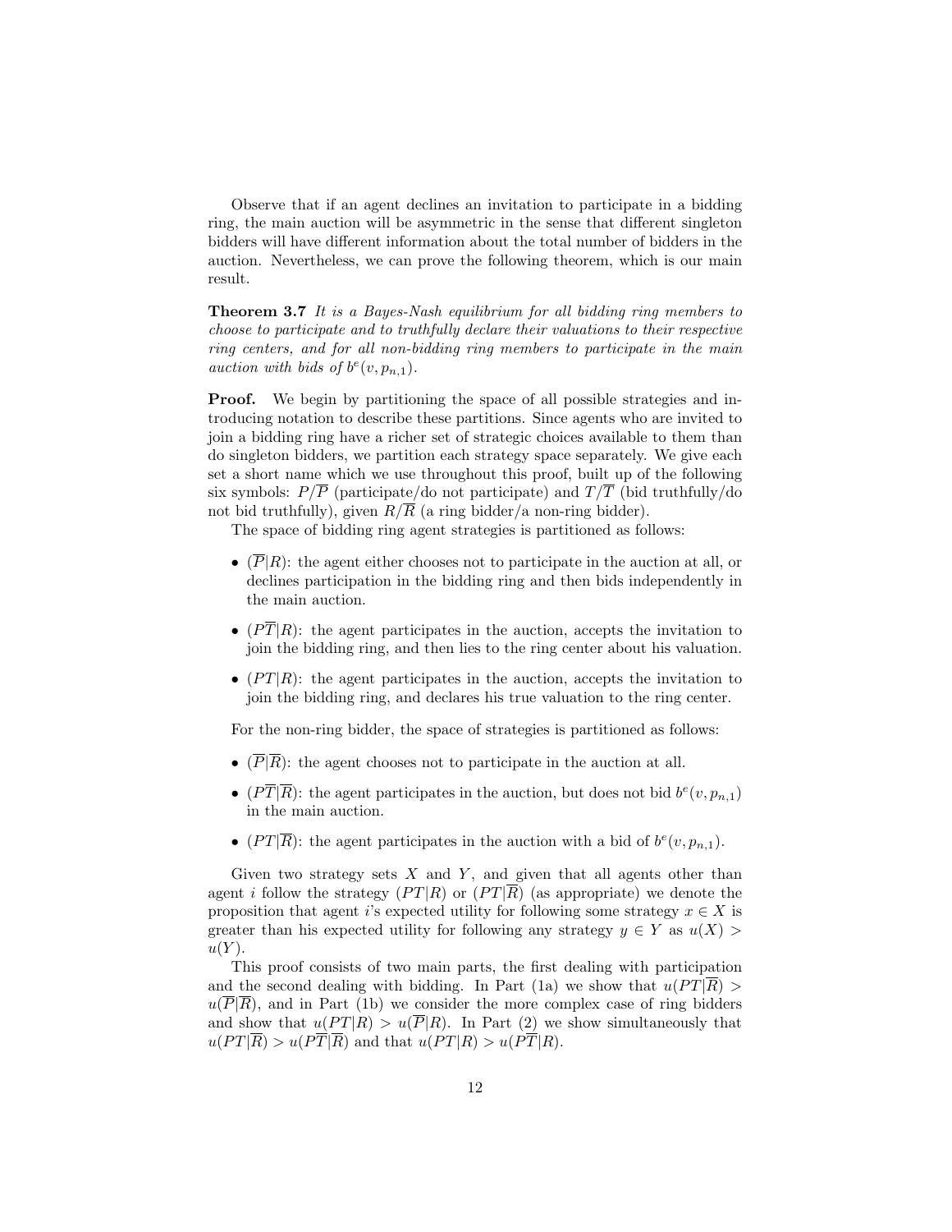Observe that if an agent declines an invitation to participate in a bidding ring, the main auction will be asymmetric in the sense that different singleton bidders will have different information about the total number of bidders in the auction. Nevertheless, we can prove the following theorem, which is our main result.

**Theorem 3.7** *It is a Bayes-Nash equilibrium for all bidding ring members to choose to participate and to truthfully declare their valuations to their respective ring centers, and for all non-bidding ring members to participate in the main auction with bids of* $b^e(v, p_{n,1})$.

**Proof.** We begin by partitioning the space of all possible strategies and introducing notation to describe these partitions. Since agents who are invited to join a bidding ring have a richer set of strategic choices available to them than do singleton bidders, we partition each strategy space separately. We give each set a short name which we use throughout this proof, built up of the following six symbols: $P/\overline{P}$ (participate/do not participate) and $T/\overline{T}$ (bid truthfully/do not bid truthfully), given $R/\overline{R}$ (a ring bidder/a non-ring bidder).

The space of bidding ring agent strategies is partitioned as follows:

- $(\overline{P}|R)$: the agent either chooses not to participate in the auction at all, or declines participation in the bidding ring and then bids independently in the main auction.
- $(P\overline{T}|R)$: the agent participates in the auction, accepts the invitation to join the bidding ring, and then lies to the ring center about his valuation.
- $(PT|R)$: the agent participates in the auction, accepts the invitation to join the bidding ring, and declares his true valuation to the ring center.

For the non-ring bidder, the space of strategies is partitioned as follows:

- $(\overline{P}|\overline{R})$: the agent chooses not to participate in the auction at all.
- $(P\overline{T}|\overline{R})$: the agent participates in the auction, but does not bid $b^e(v, p_{n,1})$ in the main auction.
- $(PT|\overline{R})$: the agent participates in the auction with a bid of $b^e(v, p_{n,1})$.

Given two strategy sets $X$ and $Y$, and given that all agents other than agent $i$ follow the strategy $(PT|R)$ or $(PT|\overline{R})$ (as appropriate) we denote the proposition that agent $i$'s expected utility for following some strategy $x \in X$ is greater than his expected utility for following any strategy $y \in Y$ as $u(X) > u(Y)$.

This proof consists of two main parts, the first dealing with participation and the second dealing with bidding. In Part (1a) we show that $u(PT|\overline{R}) > u(\overline{P}|\overline{R})$, and in Part (1b) we consider the more complex case of ring bidders and show that $u(PT|R) > u(\overline{P}|R)$. In Part (2) we show simultaneously that $u(PT|\overline{R}) > u(P\overline{T}|\overline{R})$ and that $u(PT|R) > u(P\overline{T}|R)$.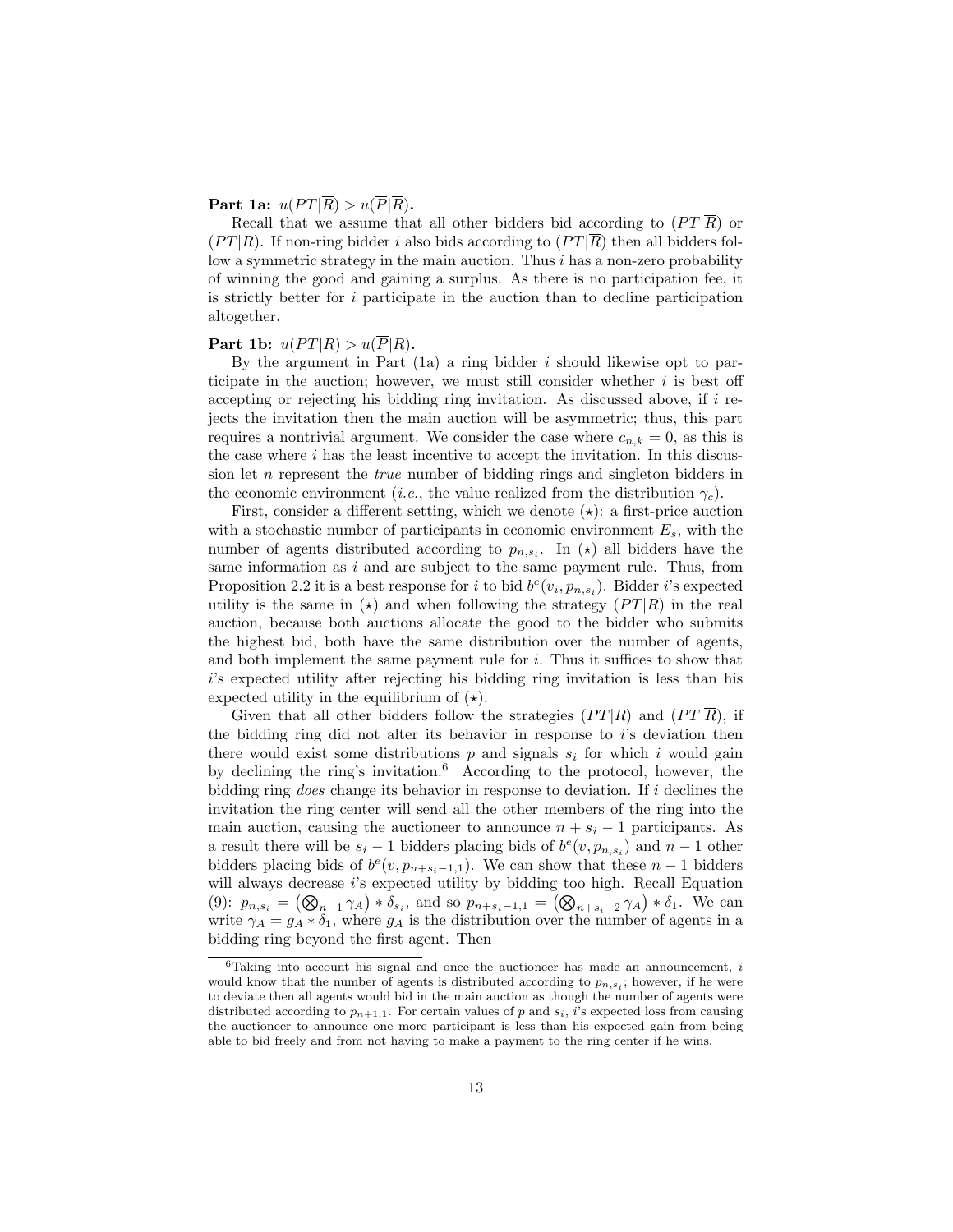**Part 1a:** $u(PT|\overline{R}) > u(\overline{P}|\overline{R})$**.**

Recall that we assume that all other bidders bid according to $(PT|\overline{R})$ or $(PT|R)$. If non-ring bidder $i$ also bids according to $(PT|\overline{R})$ then all bidders follow a symmetric strategy in the main auction. Thus $i$ has a non-zero probability of winning the good and gaining a surplus. As there is no participation fee, it is strictly better for $i$ participate in the auction than to decline participation altogether.

**Part 1b:** $u(PT|R) > u(\overline{P}|R)$**.**

By the argument in Part (1a) a ring bidder $i$ should likewise opt to participate in the auction; however, we must still consider whether $i$ is best off accepting or rejecting his bidding ring invitation. As discussed above, if $i$ rejects the invitation then the main auction will be asymmetric; thus, this part requires a nontrivial argument. We consider the case where $c_{n,k} = 0$, as this is the case where $i$ has the least incentive to accept the invitation. In this discussion let $n$ represent the *true* number of bidding rings and singleton bidders in the economic environment (*i.e.*, the value realized from the distribution $\gamma_c$).

First, consider a different setting, which we denote $(\star)$: a first-price auction with a stochastic number of participants in economic environment $E_s$, with the number of agents distributed according to $p_{n,s_i}$. In $(\star)$ all bidders have the same information as $i$ and are subject to the same payment rule. Thus, from Proposition 2.2 it is a best response for $i$ to bid $b^e(v_i, p_{n,s_i})$. Bidder $i$'s expected utility is the same in $(\star)$ and when following the strategy $(PT|R)$ in the real auction, because both auctions allocate the good to the bidder who submits the highest bid, both have the same distribution over the number of agents, and both implement the same payment rule for $i$. Thus it suffices to show that $i$'s expected utility after rejecting his bidding ring invitation is less than his expected utility in the equilibrium of $(\star)$.

Given that all other bidders follow the strategies $(PT|R)$ and $(PT|\overline{R})$, if the bidding ring did not alter its behavior in response to $i$'s deviation then there would exist some distributions $p$ and signals $s_i$ for which $i$ would gain by declining the ring's invitation.[6] According to the protocol, however, the bidding ring *does* change its behavior in response to deviation. If $i$ declines the invitation the ring center will send all the other members of the ring into the main auction, causing the auctioneer to announce $n + s_i - 1$ participants. As a result there will be $s_i - 1$ bidders placing bids of $b^e(v, p_{n,s_i})$ and $n-1$ other bidders placing bids of $b^e(v, p_{n+s_i-1,1})$. We can show that these $n-1$ bidders will always decrease $i$'s expected utility by bidding too high. Recall Equation (9): $p_{n,s_i} = \left(\bigotimes_{n-1} \gamma_A\right) * \delta_{s_i}$, and so $p_{n+s_i-1,1} = \left(\bigotimes_{n+s_i-2} \gamma_A\right) * \delta_1$. We can write $\gamma_A = g_A * \delta_1$, where $g_A$ is the distribution over the number of agents in a bidding ring beyond the first agent. Then

[6] Taking into account his signal and once the auctioneer has made an announcement, $i$ would know that the number of agents is distributed according to $p_{n,s_i}$; however, if he were to deviate then all agents would bid in the main auction as though the number of agents were distributed according to $p_{n+1,1}$. For certain values of $p$ and $s_i$, $i$'s expected loss from causing the auctioneer to announce one more participant is less than his expected gain from being able to bid freely and from not having to make a payment to the ring center if he wins.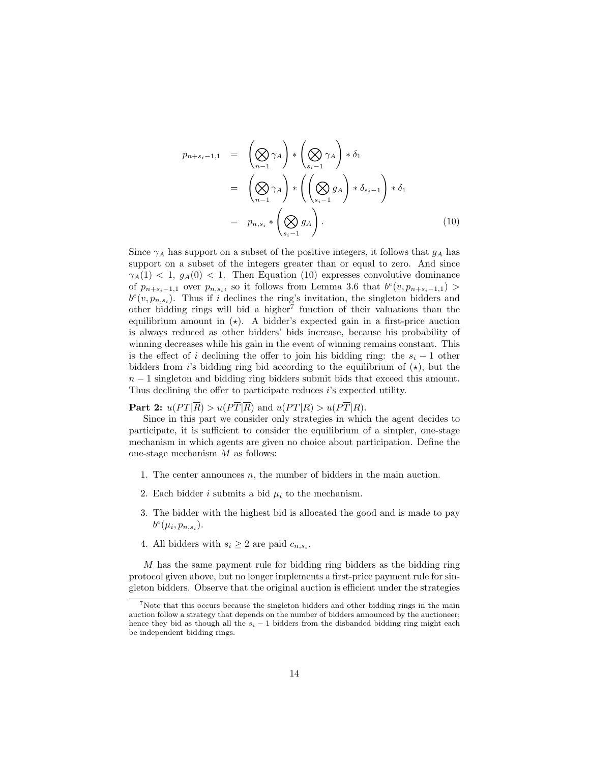$$
\begin{aligned}
p_{n+s_i-1,1} &= \left(\bigotimes_{n-1} \gamma_A\right) * \left(\bigotimes_{s_i-1} \gamma_A\right) * \delta_1 \\
&= \left(\bigotimes_{n-1} \gamma_A\right) * \left(\left(\bigotimes_{s_i-1} g_A\right) * \delta_{s_i-1}\right) * \delta_1 \\
&= p_{n,s_i} * \left(\bigotimes_{s_i-1} g_A\right). \qquad (10)
\end{aligned}
$$

Since $\gamma_A$ has support on a subset of the positive integers, it follows that $g_A$ has support on a subset of the integers greater than or equal to zero. And since $\gamma_A(1) < 1$, $g_A(0) < 1$. Then Equation (10) expresses convolutive dominance of $p_{n+s_i-1,1}$ over $p_{n,s_i}$, so it follows from Lemma 3.6 that $b^e(v, p_{n+s_i-1,1}) > b^e(v, p_{n,s_i})$. Thus if $i$ declines the ring's invitation, the singleton bidders and other bidding rings will bid a higher[7] function of their valuations than the equilibrium amount in $(\star)$. A bidder's expected gain in a first-price auction is always reduced as other bidders' bids increase, because his probability of winning decreases while his gain in the event of winning remains constant. This is the effect of $i$ declining the offer to join his bidding ring: the $s_i - 1$ other bidders from $i$'s bidding ring bid according to the equilibrium of $(\star)$, but the $n-1$ singleton and bidding ring bidders submit bids that exceed this amount. Thus declining the offer to participate reduces $i$'s expected utility.

**Part 2:** $u(PT|\overline{R}) > u(P\overline{T}|\overline{R})$ and $u(PT|R) > u(P\overline{T}|R)$.

Since in this part we consider only strategies in which the agent decides to participate, it is sufficient to consider the equilibrium of a simpler, one-stage mechanism in which agents are given no choice about participation. Define the one-stage mechanism $M$ as follows:

1. The center announces $n$, the number of bidders in the main auction.
2. Each bidder $i$ submits a bid $\mu_i$ to the mechanism.
3. The bidder with the highest bid is allocated the good and is made to pay $b^e(\mu_i, p_{n,s_i})$.
4. All bidders with $s_i \geq 2$ are paid $c_{n,s_i}$.

$M$ has the same payment rule for bidding ring bidders as the bidding ring protocol given above, but no longer implements a first-price payment rule for singleton bidders. Observe that the original auction is efficient under the strategies

[7] Note that this occurs because the singleton bidders and other bidding rings in the main auction follow a strategy that depends on the number of bidders announced by the auctioneer; hence they bid as though all the $s_i - 1$ bidders from the disbanded bidding ring might each be independent bidding rings.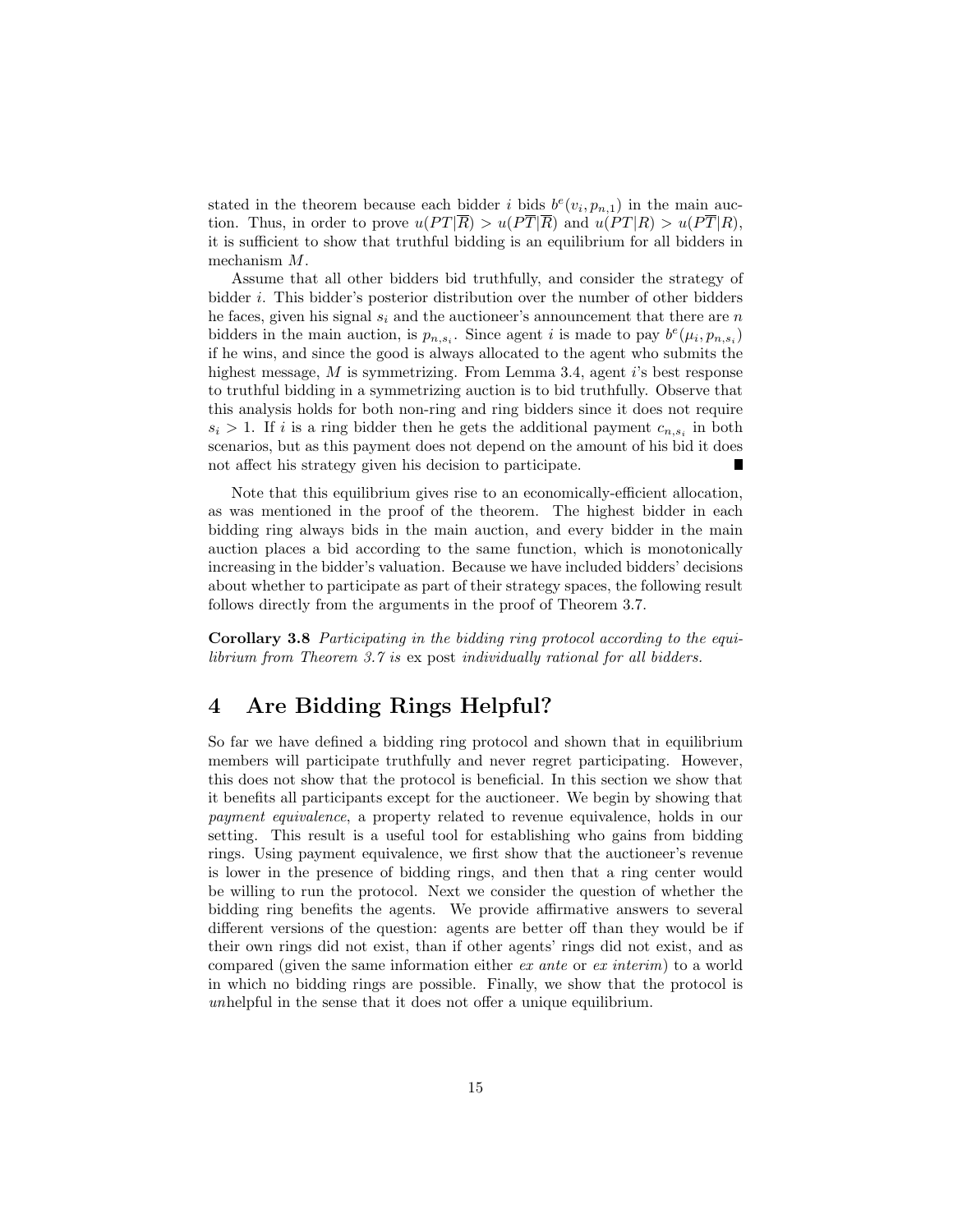stated in the theorem because each bidder $i$ bids $b^e(v_i, p_{n,1})$ in the main auction. Thus, in order to prove $u(PT|\overline{R}) > u(P\overline{T}|\overline{R})$ and $u(PT|R) > u(P\overline{T}|R)$, it is sufficient to show that truthful bidding is an equilibrium for all bidders in mechanism $M$.

Assume that all other bidders bid truthfully, and consider the strategy of bidder $i$. This bidder's posterior distribution over the number of other bidders he faces, given his signal $s_i$ and the auctioneer's announcement that there are $n$ bidders in the main auction, is $p_{n,s_i}$. Since agent $i$ is made to pay $b^e(\mu_i, p_{n,s_i})$ if he wins, and since the good is always allocated to the agent who submits the highest message, $M$ is symmetrizing. From Lemma 3.4, agent $i$'s best response to truthful bidding in a symmetrizing auction is to bid truthfully. Observe that this analysis holds for both non-ring and ring bidders since it does not require $s_i > 1$. If $i$ is a ring bidder then he gets the additional payment $c_{n,s_i}$ in both scenarios, but as this payment does not depend on the amount of his bid it does not affect his strategy given his decision to participate. ∎

Note that this equilibrium gives rise to an economically-efficient allocation, as was mentioned in the proof of the theorem. The highest bidder in each bidding ring always bids in the main auction, and every bidder in the main auction places a bid according to the same function, which is monotonically increasing in the bidder's valuation. Because we have included bidders' decisions about whether to participate as part of their strategy spaces, the following result follows directly from the arguments in the proof of Theorem 3.7.

**Corollary 3.8** *Participating in the bidding ring protocol according to the equilibrium from Theorem 3.7 is* ex post *individually rational for all bidders.*

# 4 Are Bidding Rings Helpful?

So far we have defined a bidding ring protocol and shown that in equilibrium members will participate truthfully and never regret participating. However, this does not show that the protocol is beneficial. In this section we show that it benefits all participants except for the auctioneer. We begin by showing that *payment equivalence*, a property related to revenue equivalence, holds in our setting. This result is a useful tool for establishing who gains from bidding rings. Using payment equivalence, we first show that the auctioneer's revenue is lower in the presence of bidding rings, and then that a ring center would be willing to run the protocol. Next we consider the question of whether the bidding ring benefits the agents. We provide affirmative answers to several different versions of the question: agents are better off than they would be if their own rings did not exist, than if other agents' rings did not exist, and as compared (given the same information either *ex ante* or *ex interim*) to a world in which no bidding rings are possible. Finally, we show that the protocol is *un*helpful in the sense that it does not offer a unique equilibrium.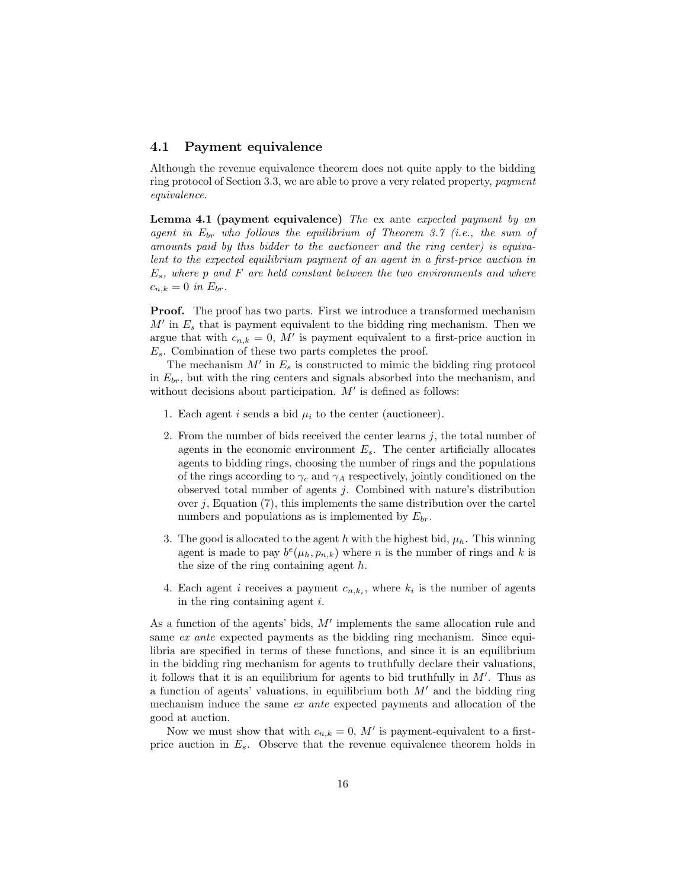## 4.1 Payment equivalence

Although the revenue equivalence theorem does not quite apply to the bidding ring protocol of Section 3.3, we are able to prove a very related property, *payment equivalence*.

**Lemma 4.1 (payment equivalence)** *The* ex ante *expected payment by an agent in $E_{br}$ who follows the equilibrium of Theorem 3.7 (i.e., the sum of amounts paid by this bidder to the auctioneer and the ring center) is equivalent to the expected equilibrium payment of an agent in a first-price auction in $E_s$, where $p$ and $F$ are held constant between the two environments and where $c_{n,k} = 0$ in $E_{br}$.*

**Proof.** The proof has two parts. First we introduce a transformed mechanism $M'$ in $E_s$ that is payment equivalent to the bidding ring mechanism. Then we argue that with $c_{n,k} = 0$, $M'$ is payment equivalent to a first-price auction in $E_s$. Combination of these two parts completes the proof.

The mechanism $M'$ in $E_s$ is constructed to mimic the bidding ring protocol in $E_{br}$, but with the ring centers and signals absorbed into the mechanism, and without decisions about participation. $M'$ is defined as follows:

1. Each agent $i$ sends a bid $\mu_i$ to the center (auctioneer).
2. From the number of bids received the center learns $j$, the total number of agents in the economic environment $E_s$. The center artificially allocates agents to bidding rings, choosing the number of rings and the populations of the rings according to $\gamma_c$ and $\gamma_A$ respectively, jointly conditioned on the observed total number of agents $j$. Combined with nature's distribution over $j$, Equation (7), this implements the same distribution over the cartel numbers and populations as is implemented by $E_{br}$.
3. The good is allocated to the agent $h$ with the highest bid, $\mu_h$. This winning agent is made to pay $b^e(\mu_h, p_{n,k})$ where $n$ is the number of rings and $k$ is the size of the ring containing agent $h$.
4. Each agent $i$ receives a payment $c_{n,k_i}$, where $k_i$ is the number of agents in the ring containing agent $i$.

As a function of the agents' bids, $M'$ implements the same allocation rule and same *ex ante* expected payments as the bidding ring mechanism. Since equilibria are specified in terms of these functions, and since it is an equilibrium in the bidding ring mechanism for agents to truthfully declare their valuations, it follows that it is an equilibrium for agents to bid truthfully in $M'$. Thus as a function of agents' valuations, in equilibrium both $M'$ and the bidding ring mechanism induce the same *ex ante* expected payments and allocation of the good at auction.

Now we must show that with $c_{n,k} = 0$, $M'$ is payment-equivalent to a first-price auction in $E_s$. Observe that the revenue equivalence theorem holds in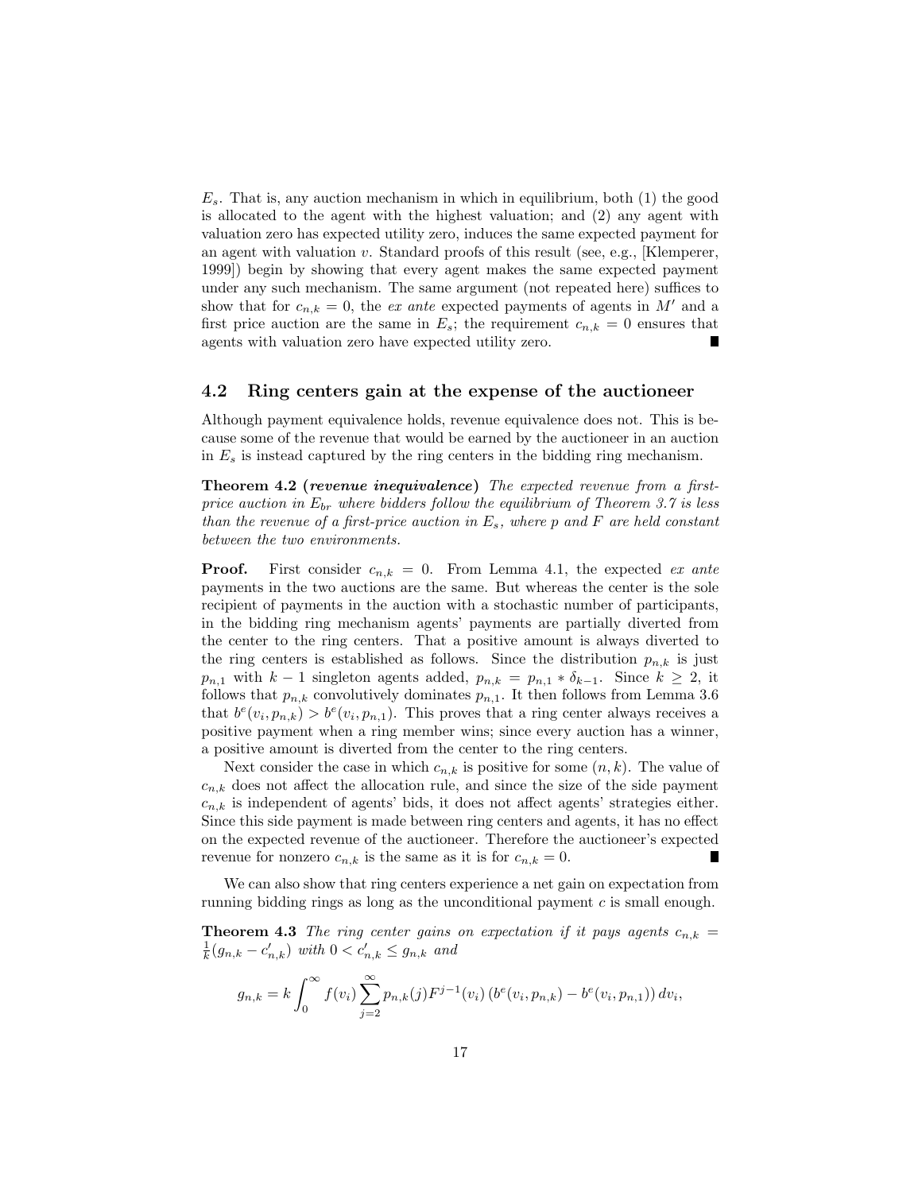$E_s$. That is, any auction mechanism in which in equilibrium, both (1) the good is allocated to the agent with the highest valuation; and (2) any agent with valuation zero has expected utility zero, induces the same expected payment for an agent with valuation $v$. Standard proofs of this result (see, e.g., [Klemperer, 1999]) begin by showing that every agent makes the same expected payment under any such mechanism. The same argument (not repeated here) suffices to show that for $c_{n,k} = 0$, the *ex ante* expected payments of agents in $M'$ and a first price auction are the same in $E_s$; the requirement $c_{n,k} = 0$ ensures that agents with valuation zero have expected utility zero. ∎

### 4.2 Ring centers gain at the expense of the auctioneer

Although payment equivalence holds, revenue equivalence does not. This is because some of the revenue that would be earned by the auctioneer in an auction in $E_s$ is instead captured by the ring centers in the bidding ring mechanism.

**Theorem 4.2 (*revenue inequivalence*)** *The expected revenue from a first-price auction in $E_{br}$ where bidders follow the equilibrium of Theorem 3.7 is less than the revenue of a first-price auction in $E_s$, where $p$ and $F$ are held constant between the two environments.*

**Proof.** First consider $c_{n,k} = 0$. From Lemma 4.1, the expected *ex ante* payments in the two auctions are the same. But whereas the center is the sole recipient of payments in the auction with a stochastic number of participants, in the bidding ring mechanism agents' payments are partially diverted from the center to the ring centers. That a positive amount is always diverted to the ring centers is established as follows. Since the distribution $p_{n,k}$ is just $p_{n,1}$ with $k-1$ singleton agents added, $p_{n,k} = p_{n,1} * \delta_{k-1}$. Since $k \geq 2$, it follows that $p_{n,k}$ convolutively dominates $p_{n,1}$. It then follows from Lemma 3.6 that $b^e(v_i, p_{n,k}) > b^e(v_i, p_{n,1})$. This proves that a ring center always receives a positive payment when a ring member wins; since every auction has a winner, a positive amount is diverted from the center to the ring centers.

Next consider the case in which $c_{n,k}$ is positive for some $(n, k)$. The value of $c_{n,k}$ does not affect the allocation rule, and since the size of the side payment $c_{n,k}$ is independent of agents' bids, it does not affect agents' strategies either. Since this side payment is made between ring centers and agents, it has no effect on the expected revenue of the auctioneer. Therefore the auctioneer's expected revenue for nonzero $c_{n,k}$ is the same as it is for $c_{n,k} = 0$. ∎

We can also show that ring centers experience a net gain on expectation from running bidding rings as long as the unconditional payment $c$ is small enough.

**Theorem 4.3** *The ring center gains on expectation if it pays agents $c_{n,k} = \frac{1}{k}(g_{n,k} - c'_{n,k})$ with $0 < c'_{n,k} \leq g_{n,k}$ and*

$$g_{n,k} = k \int_0^\infty f(v_i) \sum_{j=2}^{\infty} p_{n,k}(j) F^{j-1}(v_i) \left( b^e(v_i, p_{n,k}) - b^e(v_i, p_{n,1}) \right) dv_i,$$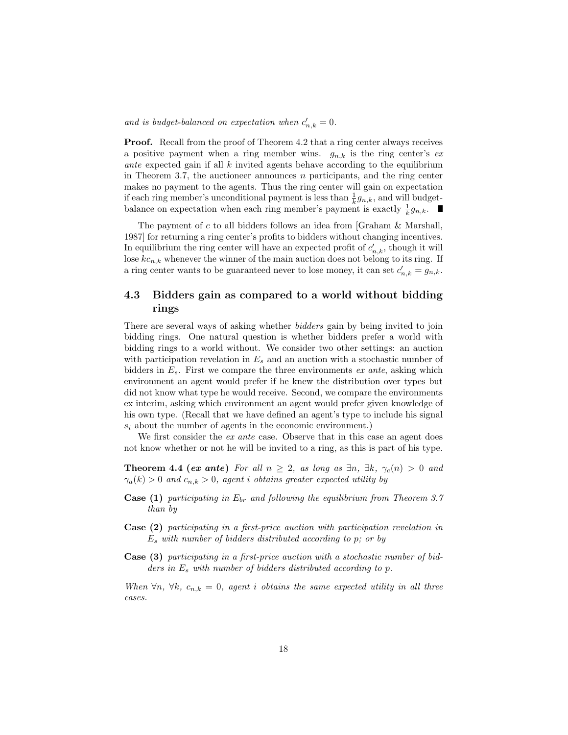*and is budget-balanced on expectation when $c'_{n,k} = 0$.*

**Proof.** Recall from the proof of Theorem 4.2 that a ring center always receives a positive payment when a ring member wins. $g_{n,k}$ is the ring center's *ex ante* expected gain if all $k$ invited agents behave according to the equilibrium in Theorem 3.7, the auctioneer announces $n$ participants, and the ring center makes no payment to the agents. Thus the ring center will gain on expectation if each ring member's unconditional payment is less than $\frac{1}{k}g_{n,k}$, and will budget-balance on expectation when each ring member's payment is exactly $\frac{1}{k}g_{n,k}$. ∎

The payment of $c$ to all bidders follows an idea from [Graham & Marshall, 1987] for returning a ring center's profits to bidders without changing incentives. In equilibrium the ring center will have an expected profit of $c'_{n,k}$, though it will lose $kc_{n,k}$ whenever the winner of the main auction does not belong to its ring. If a ring center wants to be guaranteed never to lose money, it can set $c'_{n,k} = g_{n,k}$.

## 4.3 Bidders gain as compared to a world without bidding rings

There are several ways of asking whether *bidders* gain by being invited to join bidding rings. One natural question is whether bidders prefer a world with bidding rings to a world without. We consider two other settings: an auction with participation revelation in $E_s$ and an auction with a stochastic number of bidders in $E_s$. First we compare the three environments *ex ante*, asking which environment an agent would prefer if he knew the distribution over types but did not know what type he would receive. Second, we compare the environments ex interim, asking which environment an agent would prefer given knowledge of his own type. (Recall that we have defined an agent's type to include his signal $s_i$ about the number of agents in the economic environment.)

We first consider the *ex ante* case. Observe that in this case an agent does not know whether or not he will be invited to a ring, as this is part of his type.

**Theorem 4.4 (*ex ante*)** *For all $n \geq 2$, as long as $\exists n$, $\exists k$, $\gamma_c(n) > 0$ and $\gamma_a(k) > 0$ and $c_{n,k} > 0$, agent $i$ obtains greater expected utility by*

**Case (1)** *participating in $E_{br}$ and following the equilibrium from Theorem 3.7 than by*

**Case (2)** *participating in a first-price auction with participation revelation in $E_s$ with number of bidders distributed according to $p$; or by*

**Case (3)** *participating in a first-price auction with a stochastic number of bidders in $E_s$ with number of bidders distributed according to $p$.*

*When $\forall n$, $\forall k$, $c_{n,k} = 0$, agent $i$ obtains the same expected utility in all three cases.*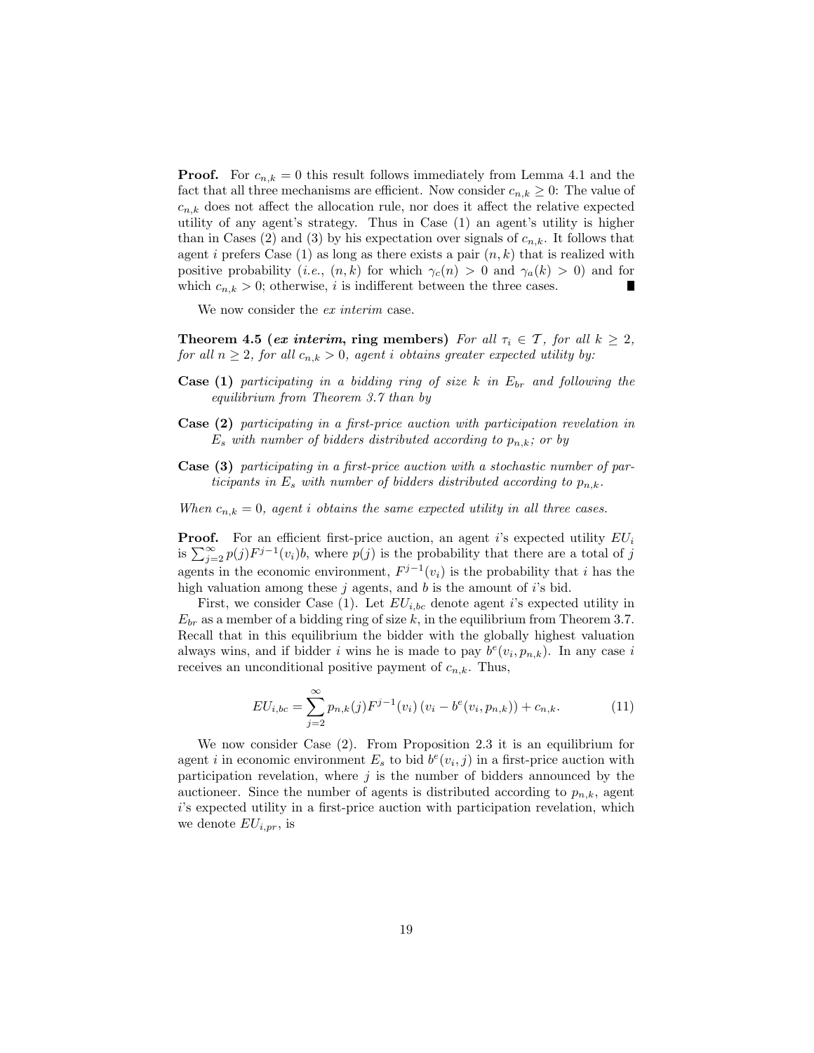**Proof.** For $c_{n,k} = 0$ this result follows immediately from Lemma 4.1 and the fact that all three mechanisms are efficient. Now consider $c_{n,k} \geq 0$: The value of $c_{n,k}$ does not affect the allocation rule, nor does it affect the relative expected utility of any agent's strategy. Thus in Case (1) an agent's utility is higher than in Cases (2) and (3) by his expectation over signals of $c_{n,k}$. It follows that agent $i$ prefers Case (1) as long as there exists a pair $(n, k)$ that is realized with positive probability (*i.e.*, $(n, k)$ for which $\gamma_c(n) > 0$ and $\gamma_a(k) > 0$) and for which $c_{n,k} > 0$; otherwise, $i$ is indifferent between the three cases. ∎

We now consider the *ex interim* case.

**Theorem 4.5 (*ex interim*, ring members)** *For all $\tau_i \in \mathcal{T}$, for all $k \geq 2$, for all $n \geq 2$, for all $c_{n,k} > 0$, agent $i$ obtains greater expected utility by:*

**Case (1)** *participating in a bidding ring of size $k$ in $E_{br}$ and following the equilibrium from Theorem 3.7 than by*

**Case (2)** *participating in a first-price auction with participation revelation in $E_s$ with number of bidders distributed according to $p_{n,k}$; or by*

**Case (3)** *participating in a first-price auction with a stochastic number of participants in $E_s$ with number of bidders distributed according to $p_{n,k}$.*

*When $c_{n,k} = 0$, agent $i$ obtains the same expected utility in all three cases.*

**Proof.** For an efficient first-price auction, an agent $i$'s expected utility $EU_i$ is $\sum_{j=2}^{\infty} p(j) F^{j-1}(v_i) b$, where $p(j)$ is the probability that there are a total of $j$ agents in the economic environment, $F^{j-1}(v_i)$ is the probability that $i$ has the high valuation among these $j$ agents, and $b$ is the amount of $i$'s bid.

First, we consider Case (1). Let $EU_{i,bc}$ denote agent $i$'s expected utility in $E_{br}$ as a member of a bidding ring of size $k$, in the equilibrium from Theorem 3.7. Recall that in this equilibrium the bidder with the globally highest valuation always wins, and if bidder $i$ wins he is made to pay $b^e(v_i, p_{n,k})$. In any case $i$ receives an unconditional positive payment of $c_{n,k}$. Thus,

$$EU_{i,bc} = \sum_{j=2}^{\infty} p_{n,k}(j) F^{j-1}(v_i) \left(v_i - b^e(v_i, p_{n,k})\right) + c_{n,k}. \tag{11}$$

We now consider Case (2). From Proposition 2.3 it is an equilibrium for agent $i$ in economic environment $E_s$ to bid $b^e(v_i, j)$ in a first-price auction with participation revelation, where $j$ is the number of bidders announced by the auctioneer. Since the number of agents is distributed according to $p_{n,k}$, agent $i$'s expected utility in a first-price auction with participation revelation, which we denote $EU_{i,pr}$, is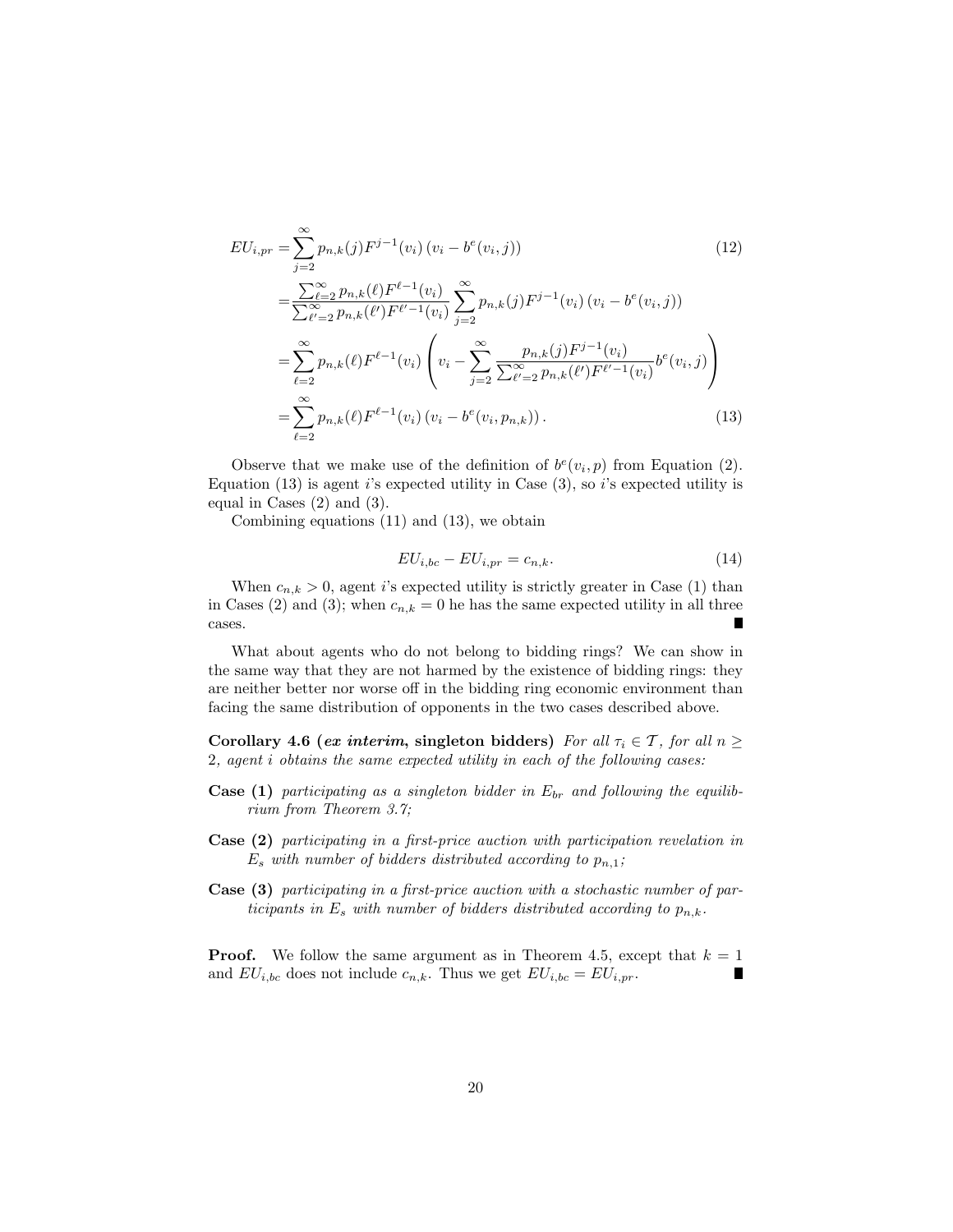$$
\begin{aligned}
EU_{i,pr} =& \sum_{j=2}^{\infty} p_{n,k}(j) F^{j-1}(v_i) \left(v_i - b^e(v_i, j)\right) & (12) \\
=& \frac{\sum_{\ell=2}^{\infty} p_{n,k}(\ell) F^{\ell-1}(v_i)}{\sum_{\ell'=2}^{\infty} p_{n,k}(\ell') F^{\ell'-1}(v_i)} \sum_{j=2}^{\infty} p_{n,k}(j) F^{j-1}(v_i) \left(v_i - b^e(v_i, j)\right) \\
=& \sum_{\ell=2}^{\infty} p_{n,k}(\ell) F^{\ell-1}(v_i) \left( v_i - \sum_{j=2}^{\infty} \frac{p_{n,k}(j) F^{j-1}(v_i)}{\sum_{\ell'=2}^{\infty} p_{n,k}(\ell') F^{\ell'-1}(v_i)} b^e(v_i, j) \right) \\
=& \sum_{\ell=2}^{\infty} p_{n,k}(\ell) F^{\ell-1}(v_i) \left(v_i - b^e(v_i, p_{n,k})\right). & (13)
\end{aligned}
$$

Observe that we make use of the definition of $b^e(v_i, p)$ from Equation (2). Equation (13) is agent $i$'s expected utility in Case (3), so $i$'s expected utility is equal in Cases (2) and (3).

Combining equations (11) and (13), we obtain

$$
EU_{i,bc} - EU_{i,pr} = c_{n,k}. \tag{14}
$$

When $c_{n,k} > 0$, agent $i$'s expected utility is strictly greater in Case (1) than in Cases (2) and (3); when $c_{n,k} = 0$ he has the same expected utility in all three cases. ∎

What about agents who do not belong to bidding rings? We can show in the same way that they are not harmed by the existence of bidding rings: they are neither better nor worse off in the bidding ring economic environment than facing the same distribution of opponents in the two cases described above.

**Corollary 4.6 (*ex interim*, singleton bidders)** *For all $\tau_i \in \mathcal{T}$, for all $n \geq 2$, agent $i$ obtains the same expected utility in each of the following cases:*

**Case (1)** *participating as a singleton bidder in $E_{br}$ and following the equilibrium from Theorem 3.7;*

**Case (2)** *participating in a first-price auction with participation revelation in $E_s$ with number of bidders distributed according to $p_{n,1}$;*

**Case (3)** *participating in a first-price auction with a stochastic number of participants in $E_s$ with number of bidders distributed according to $p_{n,k}$.*

**Proof.** We follow the same argument as in Theorem 4.5, except that $k = 1$ and $EU_{i,bc}$ does not include $c_{n,k}$. Thus we get $EU_{i,bc} = EU_{i,pr}$. ∎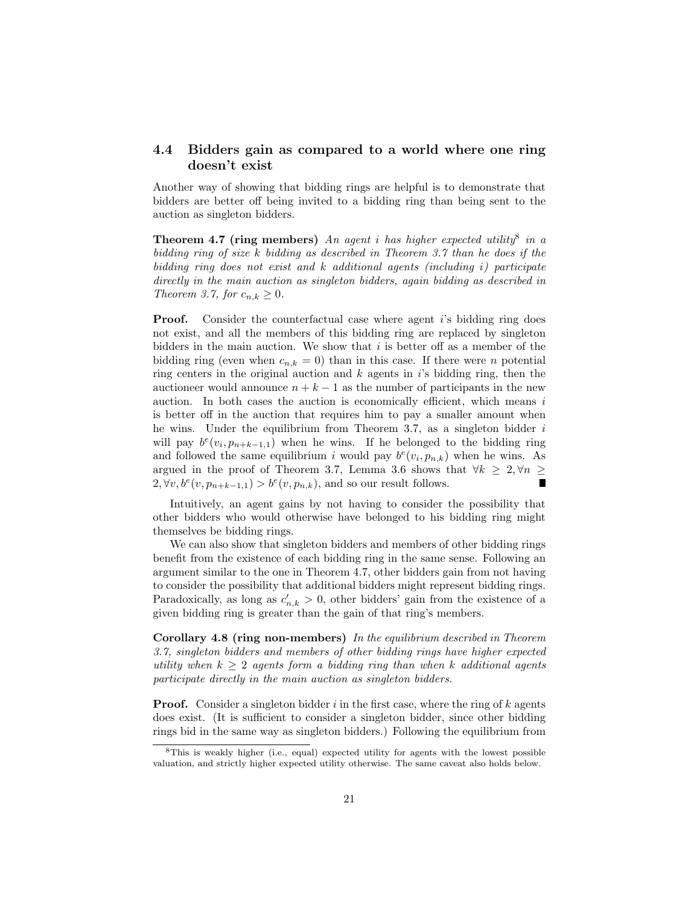### 4.4 Bidders gain as compared to a world where one ring doesn't exist

Another way of showing that bidding rings are helpful is to demonstrate that bidders are better off being invited to a bidding ring than being sent to the auction as singleton bidders.

**Theorem 4.7 (ring members)** *An agent $i$ has higher expected utility*[8] *in a bidding ring of size $k$ bidding as described in Theorem 3.7 than he does if the bidding ring does not exist and $k$ additional agents (including $i$) participate directly in the main auction as singleton bidders, again bidding as described in Theorem 3.7, for $c_{n,k} \geq 0$.*

**Proof.** Consider the counterfactual case where agent $i$'s bidding ring does not exist, and all the members of this bidding ring are replaced by singleton bidders in the main auction. We show that $i$ is better off as a member of the bidding ring (even when $c_{n,k} = 0$) than in this case. If there were $n$ potential ring centers in the original auction and $k$ agents in $i$'s bidding ring, then the auctioneer would announce $n + k - 1$ as the number of participants in the new auction. In both cases the auction is economically efficient, which means $i$ is better off in the auction that requires him to pay a smaller amount when he wins. Under the equilibrium from Theorem 3.7, as a singleton bidder $i$ will pay $b^e(v_i, p_{n+k-1,1})$ when he wins. If he belonged to the bidding ring and followed the same equilibrium $i$ would pay $b^e(v_i, p_{n,k})$ when he wins. As argued in the proof of Theorem 3.7, Lemma 3.6 shows that $\forall k \geq 2, \forall n \geq 2, \forall v, b^e(v, p_{n+k-1,1}) > b^e(v, p_{n,k})$, and so our result follows. ■

Intuitively, an agent gains by not having to consider the possibility that other bidders who would otherwise have belonged to his bidding ring might themselves be bidding rings.

We can also show that singleton bidders and members of other bidding rings benefit from the existence of each bidding ring in the same sense. Following an argument similar to the one in Theorem 4.7, other bidders gain from not having to consider the possibility that additional bidders might represent bidding rings. Paradoxically, as long as $c'_{n,k} > 0$, other bidders' gain from the existence of a given bidding ring is greater than the gain of that ring's members.

**Corollary 4.8 (ring non-members)** *In the equilibrium described in Theorem 3.7, singleton bidders and members of other bidding rings have higher expected utility when $k \geq 2$ agents form a bidding ring than when $k$ additional agents participate directly in the main auction as singleton bidders.*

**Proof.** Consider a singleton bidder $i$ in the first case, where the ring of $k$ agents does exist. (It is sufficient to consider a singleton bidder, since other bidding rings bid in the same way as singleton bidders.) Following the equilibrium from

[8] This is weakly higher (i.e., equal) expected utility for agents with the lowest possible valuation, and strictly higher expected utility otherwise. The same caveat also holds below.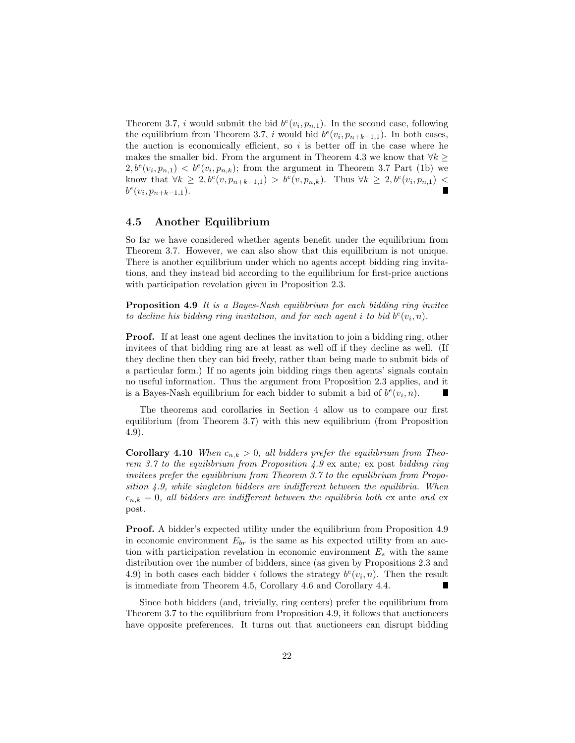Theorem 3.7, $i$ would submit the bid $b^e(v_i, p_{n,1})$. In the second case, following the equilibrium from Theorem 3.7, $i$ would bid $b^e(v_i, p_{n+k-1,1})$. In both cases, the auction is economically efficient, so $i$ is better off in the case where he makes the smaller bid. From the argument in Theorem 4.3 we know that $\forall k \geq 2, b^e(v_i, p_{n,1}) < b^e(v_i, p_{n,k})$; from the argument in Theorem 3.7 Part (1b) we know that $\forall k \geq 2, b^e(v, p_{n+k-1,1}) > b^e(v, p_{n,k})$. Thus $\forall k \geq 2, b^e(v_i, p_{n,1}) < b^e(v_i, p_{n+k-1,1})$. ∎

## 4.5 Another Equilibrium

So far we have considered whether agents benefit under the equilibrium from Theorem 3.7. However, we can also show that this equilibrium is not unique. There is another equilibrium under which no agents accept bidding ring invitations, and they instead bid according to the equilibrium for first-price auctions with participation revelation given in Proposition 2.3.

**Proposition 4.9** *It is a Bayes-Nash equilibrium for each bidding ring invitee to decline his bidding ring invitation, and for each agent $i$ to bid $b^e(v_i, n)$.*

**Proof.** If at least one agent declines the invitation to join a bidding ring, other invitees of that bidding ring are at least as well off if they decline as well. (If they decline then they can bid freely, rather than being made to submit bids of a particular form.) If no agents join bidding rings then agents' signals contain no useful information. Thus the argument from Proposition 2.3 applies, and it is a Bayes-Nash equilibrium for each bidder to submit a bid of $b^e(v_i, n)$. ∎

The theorems and corollaries in Section 4 allow us to compare our first equilibrium (from Theorem 3.7) with this new equilibrium (from Proposition 4.9).

**Corollary 4.10** *When $c_{n,k} > 0$, all bidders prefer the equilibrium from Theorem 3.7 to the equilibrium from Proposition 4.9* ex ante*;* ex post *bidding ring invitees prefer the equilibrium from Theorem 3.7 to the equilibrium from Proposition 4.9, while singleton bidders are indifferent between the equilibria. When $c_{n,k} = 0$, all bidders are indifferent between the equilibria both* ex ante *and* ex post*.*

**Proof.** A bidder's expected utility under the equilibrium from Proposition 4.9 in economic environment $E_{br}$ is the same as his expected utility from an auction with participation revelation in economic environment $E_s$ with the same distribution over the number of bidders, since (as given by Propositions 2.3 and 4.9) in both cases each bidder $i$ follows the strategy $b^e(v_i, n)$. Then the result is immediate from Theorem 4.5, Corollary 4.6 and Corollary 4.4. ∎

Since both bidders (and, trivially, ring centers) prefer the equilibrium from Theorem 3.7 to the equilibrium from Proposition 4.9, it follows that auctioneers have opposite preferences. It turns out that auctioneers can disrupt bidding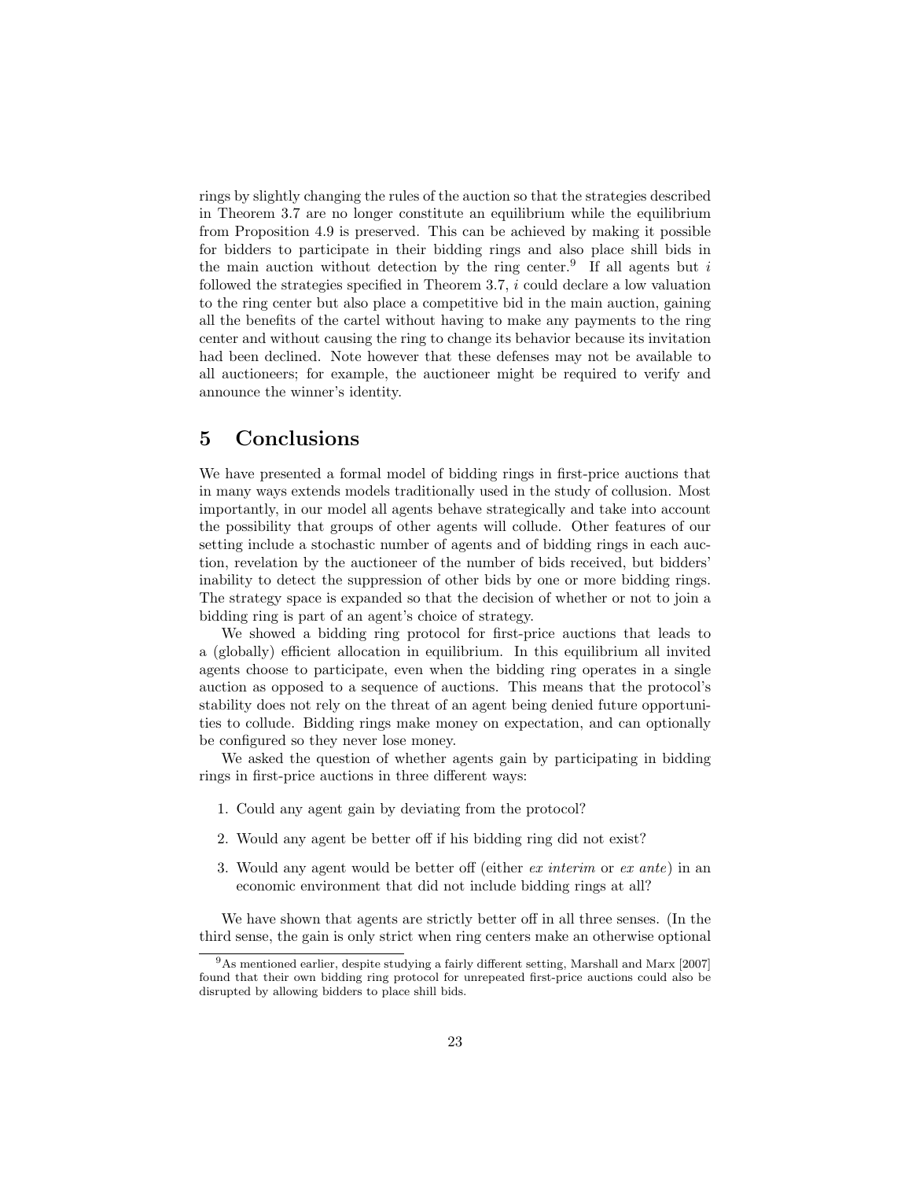rings by slightly changing the rules of the auction so that the strategies described in Theorem 3.7 are no longer constitute an equilibrium while the equilibrium from Proposition 4.9 is preserved. This can be achieved by making it possible for bidders to participate in their bidding rings and also place shill bids in the main auction without detection by the ring center.[9] If all agents but $i$ followed the strategies specified in Theorem 3.7, $i$ could declare a low valuation to the ring center but also place a competitive bid in the main auction, gaining all the benefits of the cartel without having to make any payments to the ring center and without causing the ring to change its behavior because its invitation had been declined. Note however that these defenses may not be available to all auctioneers; for example, the auctioneer might be required to verify and announce the winner's identity.

# 5 Conclusions

We have presented a formal model of bidding rings in first-price auctions that in many ways extends models traditionally used in the study of collusion. Most importantly, in our model all agents behave strategically and take into account the possibility that groups of other agents will collude. Other features of our setting include a stochastic number of agents and of bidding rings in each auction, revelation by the auctioneer of the number of bids received, but bidders' inability to detect the suppression of other bids by one or more bidding rings. The strategy space is expanded so that the decision of whether or not to join a bidding ring is part of an agent's choice of strategy.

We showed a bidding ring protocol for first-price auctions that leads to a (globally) efficient allocation in equilibrium. In this equilibrium all invited agents choose to participate, even when the bidding ring operates in a single auction as opposed to a sequence of auctions. This means that the protocol's stability does not rely on the threat of an agent being denied future opportunities to collude. Bidding rings make money on expectation, and can optionally be configured so they never lose money.

We asked the question of whether agents gain by participating in bidding rings in first-price auctions in three different ways:

1. Could any agent gain by deviating from the protocol?
2. Would any agent be better off if his bidding ring did not exist?
3. Would any agent would be better off (either *ex interim* or *ex ante*) in an economic environment that did not include bidding rings at all?

We have shown that agents are strictly better off in all three senses. (In the third sense, the gain is only strict when ring centers make an otherwise optional

[9] As mentioned earlier, despite studying a fairly different setting, Marshall and Marx [2007] found that their own bidding ring protocol for unrepeated first-price auctions could also be disrupted by allowing bidders to place shill bids.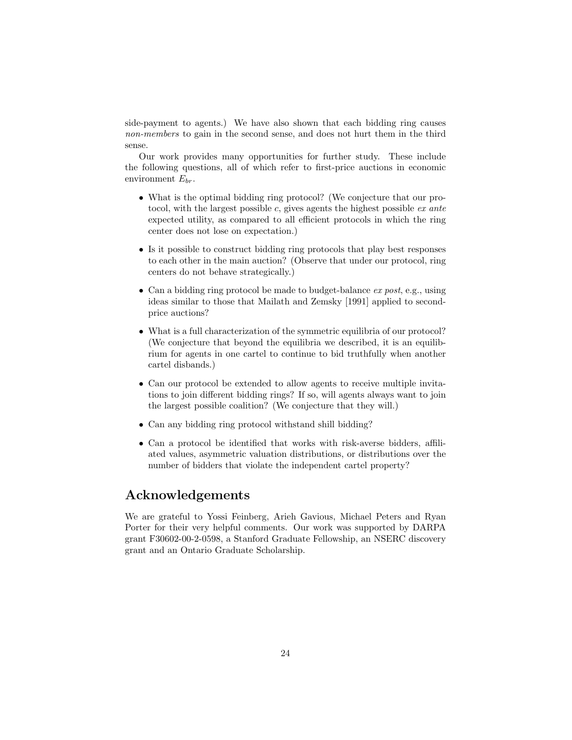side-payment to agents.) We have also shown that each bidding ring causes *non-members* to gain in the second sense, and does not hurt them in the third sense.

Our work provides many opportunities for further study. These include the following questions, all of which refer to first-price auctions in economic environment $E_{br}$.

- What is the optimal bidding ring protocol? (We conjecture that our protocol, with the largest possible $c$, gives agents the highest possible *ex ante* expected utility, as compared to all efficient protocols in which the ring center does not lose on expectation.)
- Is it possible to construct bidding ring protocols that play best responses to each other in the main auction? (Observe that under our protocol, ring centers do not behave strategically.)
- Can a bidding ring protocol be made to budget-balance *ex post*, e.g., using ideas similar to those that Mailath and Zemsky [1991] applied to second-price auctions?
- What is a full characterization of the symmetric equilibria of our protocol? (We conjecture that beyond the equilibria we described, it is an equilibrium for agents in one cartel to continue to bid truthfully when another cartel disbands.)
- Can our protocol be extended to allow agents to receive multiple invitations to join different bidding rings? If so, will agents always want to join the largest possible coalition? (We conjecture that they will.)
- Can any bidding ring protocol withstand shill bidding?
- Can a protocol be identified that works with risk-averse bidders, affiliated values, asymmetric valuation distributions, or distributions over the number of bidders that violate the independent cartel property?

## Acknowledgements

We are grateful to Yossi Feinberg, Arieh Gavious, Michael Peters and Ryan Porter for their very helpful comments. Our work was supported by DARPA grant F30602-00-2-0598, a Stanford Graduate Fellowship, an NSERC discovery grant and an Ontario Graduate Scholarship.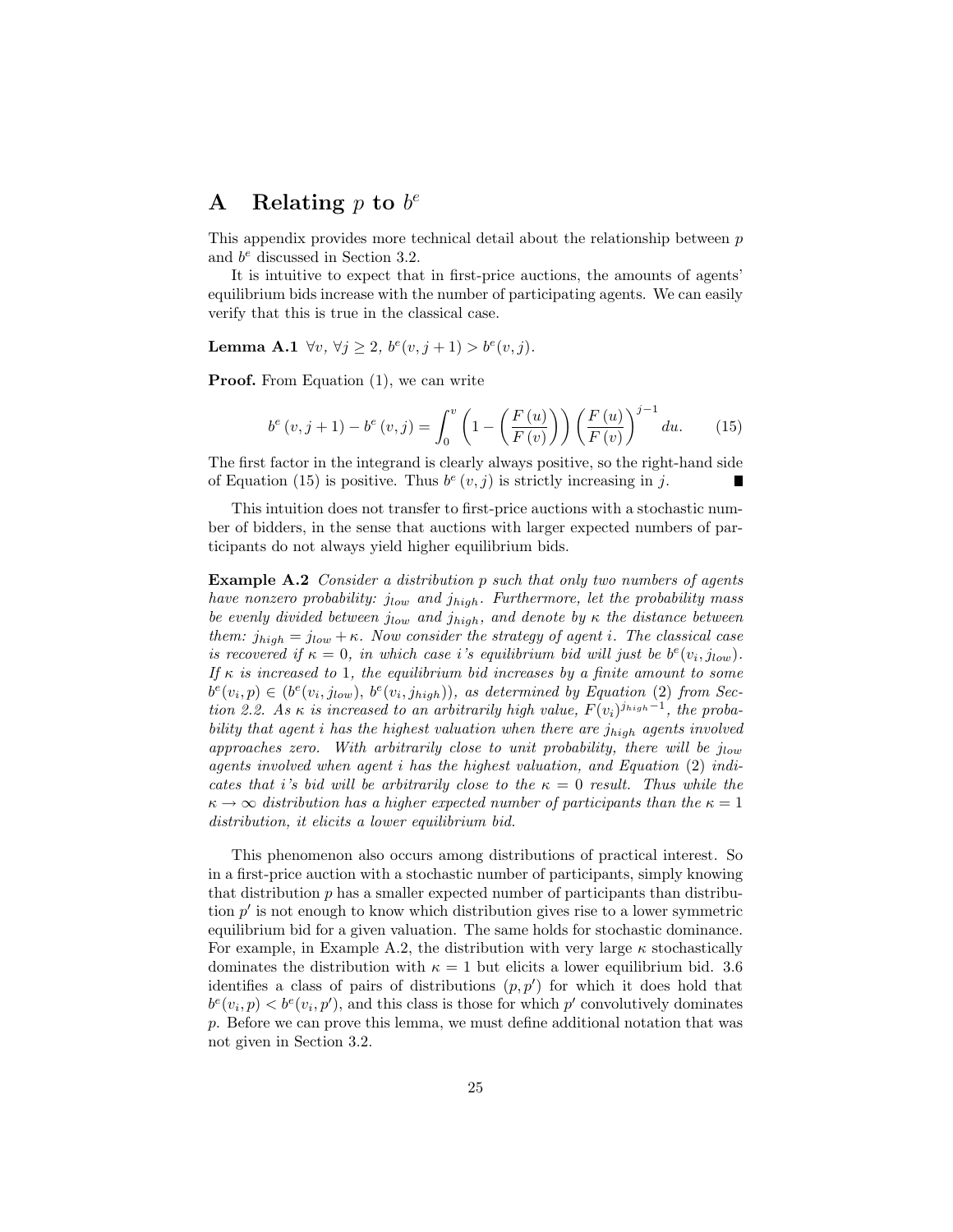## A Relating $p$ to $b^e$

This appendix provides more technical detail about the relationship between $p$ and $b^e$ discussed in Section 3.2.

It is intuitive to expect that in first-price auctions, the amounts of agents' equilibrium bids increase with the number of participating agents. We can easily verify that this is true in the classical case.

**Lemma A.1** *$\forall v$, $\forall j \geq 2$, $b^e(v, j+1) > b^e(v, j)$.*

**Proof.** From Equation (1), we can write

$$b^e(v, j+1) - b^e(v, j) = \int_0^v \left(1 - \left(\frac{F(u)}{F(v)}\right)\right) \left(\frac{F(u)}{F(v)}\right)^{j-1} du. \tag{15}$$

The first factor in the integrand is clearly always positive, so the right-hand side of Equation (15) is positive. Thus $b^e(v, j)$ is strictly increasing in $j$. ∎

This intuition does not transfer to first-price auctions with a stochastic number of bidders, in the sense that auctions with larger expected numbers of participants do not always yield higher equilibrium bids.

**Example A.2** *Consider a distribution $p$ such that only two numbers of agents have nonzero probability: $j_{low}$ and $j_{high}$. Furthermore, let the probability mass be evenly divided between $j_{low}$ and $j_{high}$, and denote by $\kappa$ the distance between them: $j_{high} = j_{low} + \kappa$. Now consider the strategy of agent $i$. The classical case is recovered if $\kappa = 0$, in which case $i$'s equilibrium bid will just be $b^e(v_i, j_{low})$. If $\kappa$ is increased to 1, the equilibrium bid increases by a finite amount to some $b^e(v_i, p) \in (b^e(v_i, j_{low}), b^e(v_i, j_{high}))$, as determined by Equation (2) from Section 2.2. As $\kappa$ is increased to an arbitrarily high value, $F(v_i)^{j_{high}-1}$, the probability that agent $i$ has the highest valuation when there are $j_{high}$ agents involved approaches zero. With arbitrarily close to unit probability, there will be $j_{low}$ agents involved when agent $i$ has the highest valuation, and Equation (2) indicates that $i$'s bid will be arbitrarily close to the $\kappa = 0$ result. Thus while the $\kappa \to \infty$ distribution has a higher expected number of participants than the $\kappa = 1$ distribution, it elicits a lower equilibrium bid.*

This phenomenon also occurs among distributions of practical interest. So in a first-price auction with a stochastic number of participants, simply knowing that distribution $p$ has a smaller expected number of participants than distribution $p'$ is not enough to know which distribution gives rise to a lower symmetric equilibrium bid for a given valuation. The same holds for stochastic dominance. For example, in Example A.2, the distribution with very large $\kappa$ stochastically dominates the distribution with $\kappa = 1$ but elicits a lower equilibrium bid. 3.6 identifies a class of pairs of distributions $(p, p')$ for which it does hold that $b^e(v_i, p) < b^e(v_i, p')$, and this class is those for which $p'$ convolutively dominates $p$. Before we can prove this lemma, we must define additional notation that was not given in Section 3.2.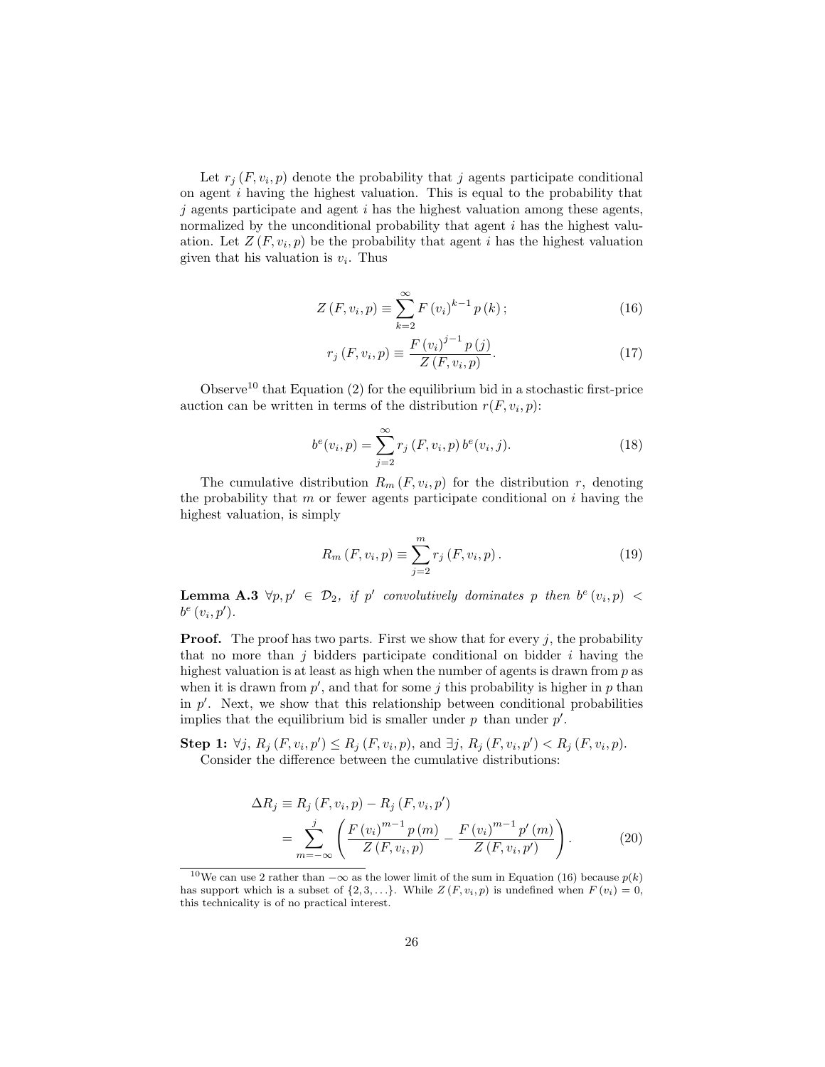Let $r_j(F, v_i, p)$ denote the probability that $j$ agents participate conditional on agent $i$ having the highest valuation. This is equal to the probability that $j$ agents participate and agent $i$ has the highest valuation among these agents, normalized by the unconditional probability that agent $i$ has the highest valuation. Let $Z(F, v_i, p)$ be the probability that agent $i$ has the highest valuation given that his valuation is $v_i$. Thus

$$Z(F, v_i, p) \equiv \sum_{k=2}^{\infty} F(v_i)^{k-1} p(k); \tag{16}$$

$$r_j(F, v_i, p) \equiv \frac{F(v_i)^{j-1} p(j)}{Z(F, v_i, p)}. \tag{17}$$

Observe[10] that Equation (2) for the equilibrium bid in a stochastic first-price auction can be written in terms of the distribution $r(F, v_i, p)$:

$$b^e(v_i, p) = \sum_{j=2}^{\infty} r_j(F, v_i, p)\, b^e(v_i, j). \tag{18}$$

The cumulative distribution $R_m(F, v_i, p)$ for the distribution $r$, denoting the probability that $m$ or fewer agents participate conditional on $i$ having the highest valuation, is simply

$$R_m(F, v_i, p) \equiv \sum_{j=2}^{m} r_j(F, v_i, p). \tag{19}$$

**Lemma A.3** *$\forall p, p' \in \mathcal{D}_2$, if $p'$ convolutively dominates $p$ then $b^e(v_i, p) < b^e(v_i, p')$.*

**Proof.** The proof has two parts. First we show that for every $j$, the probability that no more than $j$ bidders participate conditional on bidder $i$ having the highest valuation is at least as high when the number of agents is drawn from $p$ as when it is drawn from $p'$, and that for some $j$ this probability is higher in $p$ than in $p'$. Next, we show that this relationship between conditional probabilities implies that the equilibrium bid is smaller under $p$ than under $p'$.

**Step 1:** $\forall j$, $R_j(F, v_i, p') \leq R_j(F, v_i, p)$, and $\exists j$, $R_j(F, v_i, p') < R_j(F, v_i, p)$.

Consider the difference between the cumulative distributions:

$$\begin{aligned}
\Delta R_j &\equiv R_j(F, v_i, p) - R_j(F, v_i, p') \\
&= \sum_{m=-\infty}^{j} \left( \frac{F(v_i)^{m-1} p(m)}{Z(F, v_i, p)} - \frac{F(v_i)^{m-1} p'(m)}{Z(F, v_i, p')} \right).
\end{aligned} \tag{20}$$

[10] We can use 2 rather than $-\infty$ as the lower limit of the sum in Equation (16) because $p(k)$ has support which is a subset of $\{2, 3, \ldots\}$. While $Z(F, v_i, p)$ is undefined when $F(v_i) = 0$, this technicality is of no practical interest.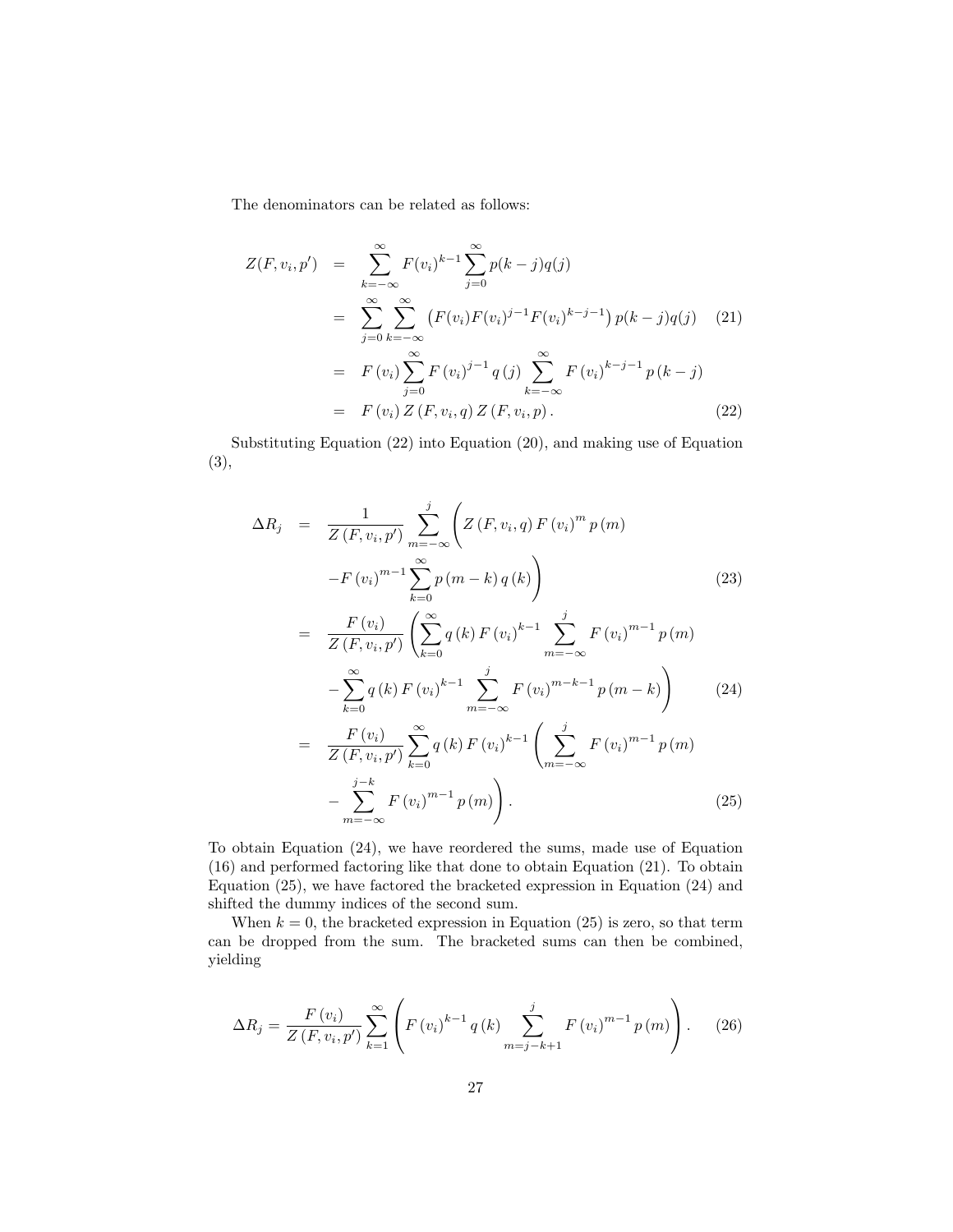The denominators can be related as follows:

$$
\begin{aligned}
Z(F, v_i, p') &= \sum_{k=-\infty}^{\infty} F(v_i)^{k-1} \sum_{j=0}^{\infty} p(k-j) q(j) \\
&= \sum_{j=0}^{\infty} \sum_{k=-\infty}^{\infty} \left( F(v_i) F(v_i)^{j-1} F(v_i)^{k-j-1} \right) p(k-j) q(j) \qquad (21) \\
&= F(v_i) \sum_{j=0}^{\infty} F(v_i)^{j-1} q(j) \sum_{k=-\infty}^{\infty} F(v_i)^{k-j-1} p(k-j) \\
&= F(v_i) Z(F, v_i, q) Z(F, v_i, p). \qquad (22)
\end{aligned}
$$

Substituting Equation (22) into Equation (20), and making use of Equation (3),

$$
\begin{aligned}
\Delta R_j &= \frac{1}{Z(F, v_i, p')} \sum_{m=-\infty}^{j} \Bigg( Z(F, v_i, q) F(v_i)^m p(m) \\
&\quad - F(v_i)^{m-1} \sum_{k=0}^{\infty} p(m-k) q(k) \Bigg) \qquad (23) \\
&= \frac{F(v_i)}{Z(F, v_i, p')} \Bigg( \sum_{k=0}^{\infty} q(k) F(v_i)^{k-1} \sum_{m=-\infty}^{j} F(v_i)^{m-1} p(m) \\
&\quad - \sum_{k=0}^{\infty} q(k) F(v_i)^{k-1} \sum_{m=-\infty}^{j} F(v_i)^{m-k-1} p(m-k) \Bigg) \qquad (24) \\
&= \frac{F(v_i)}{Z(F, v_i, p')} \sum_{k=0}^{\infty} q(k) F(v_i)^{k-1} \Bigg( \sum_{m=-\infty}^{j} F(v_i)^{m-1} p(m) \\
&\quad - \sum_{m=-\infty}^{j-k} F(v_i)^{m-1} p(m) \Bigg). \qquad (25)
\end{aligned}
$$

To obtain Equation (24), we have reordered the sums, made use of Equation (16) and performed factoring like that done to obtain Equation (21). To obtain Equation (25), we have factored the bracketed expression in Equation (24) and shifted the dummy indices of the second sum.

When $k = 0$, the bracketed expression in Equation (25) is zero, so that term can be dropped from the sum. The bracketed sums can then be combined, yielding

$$
\Delta R_j = \frac{F(v_i)}{Z(F, v_i, p')} \sum_{k=1}^{\infty} \left( F(v_i)^{k-1} q(k) \sum_{m=j-k+1}^{j} F(v_i)^{m-1} p(m) \right). \qquad (26)
$$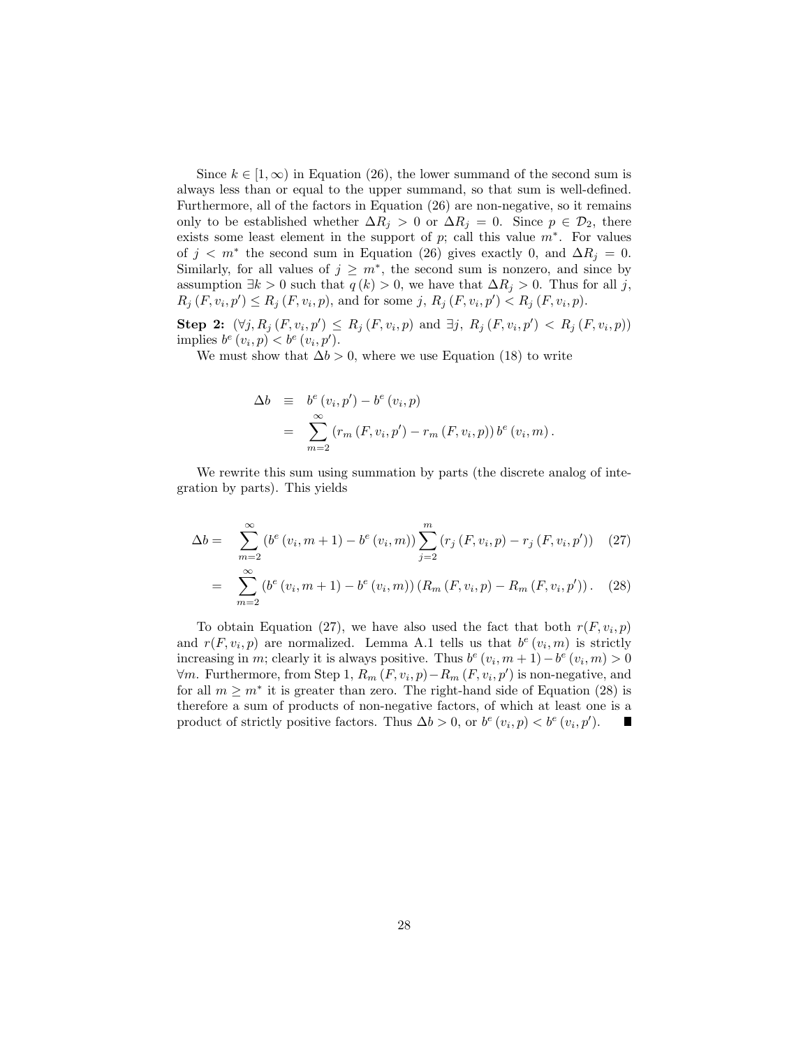Since $k \in [1, \infty)$ in Equation (26), the lower summand of the second sum is always less than or equal to the upper summand, so that sum is well-defined. Furthermore, all of the factors in Equation (26) are non-negative, so it remains only to be established whether $\Delta R_j > 0$ or $\Delta R_j = 0$. Since $p \in \mathcal{D}_2$, there exists some least element in the support of $p$; call this value $m^*$. For values of $j < m^*$ the second sum in Equation (26) gives exactly 0, and $\Delta R_j = 0$. Similarly, for all values of $j \geq m^*$, the second sum is nonzero, and since by assumption $\exists k > 0$ such that $q(k) > 0$, we have that $\Delta R_j > 0$. Thus for all $j$, $R_j(F, v_i, p') \leq R_j(F, v_i, p)$, and for some $j$, $R_j(F, v_i, p') < R_j(F, v_i, p)$.

**Step 2:** $(\forall j, R_j(F, v_i, p') \leq R_j(F, v_i, p)$ and $\exists j,\ R_j(F, v_i, p') < R_j(F, v_i, p))$ implies $b^e(v_i, p) < b^e(v_i, p')$.

We must show that $\Delta b > 0$, where we use Equation (18) to write

$$
\begin{aligned}
\Delta b &\equiv b^e(v_i, p') - b^e(v_i, p) \\
&= \sum_{m=2}^{\infty} \left( r_m(F, v_i, p') - r_m(F, v_i, p) \right) b^e(v_i, m).
\end{aligned}
$$

We rewrite this sum using summation by parts (the discrete analog of integration by parts). This yields

$$
\Delta b = \sum_{m=2}^{\infty} \left( b^e(v_i, m+1) - b^e(v_i, m) \right) \sum_{j=2}^{m} \left( r_j(F, v_i, p) - r_j(F, v_i, p') \right) \quad (27)
$$

$$
= \sum_{m=2}^{\infty} \left( b^e(v_i, m+1) - b^e(v_i, m) \right) \left( R_m(F, v_i, p) - R_m(F, v_i, p') \right). \quad (28)
$$

To obtain Equation (27), we have also used the fact that both $r(F, v_i, p)$ and $r(F, v_i, p)$ are normalized. Lemma A.1 tells us that $b^e(v_i, m)$ is strictly increasing in $m$; clearly it is always positive. Thus $b^e(v_i, m+1) - b^e(v_i, m) > 0$ $\forall m$. Furthermore, from Step 1, $R_m(F, v_i, p) - R_m(F, v_i, p')$ is non-negative, and for all $m \geq m^*$ it is greater than zero. The right-hand side of Equation (28) is therefore a sum of products of non-negative factors, of which at least one is a product of strictly positive factors. Thus $\Delta b > 0$, or $b^e(v_i, p) < b^e(v_i, p')$. ∎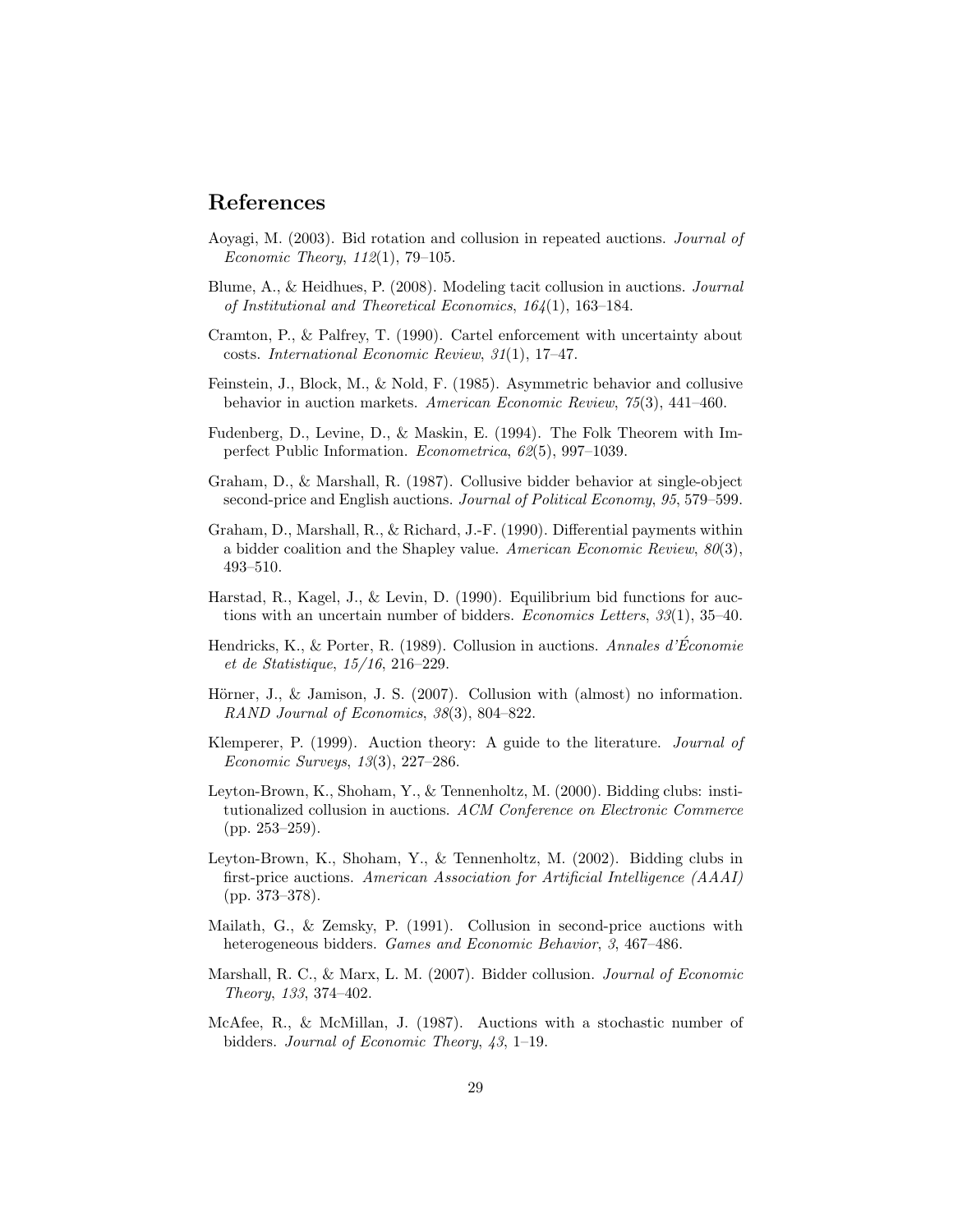## References

Aoyagi, M. (2003). Bid rotation and collusion in repeated auctions. *Journal of Economic Theory*, *112*(1), 79–105.

Blume, A., & Heidhues, P. (2008). Modeling tacit collusion in auctions. *Journal of Institutional and Theoretical Economics*, *164*(1), 163–184.

Cramton, P., & Palfrey, T. (1990). Cartel enforcement with uncertainty about costs. *International Economic Review*, *31*(1), 17–47.

Feinstein, J., Block, M., & Nold, F. (1985). Asymmetric behavior and collusive behavior in auction markets. *American Economic Review*, *75*(3), 441–460.

Fudenberg, D., Levine, D., & Maskin, E. (1994). The Folk Theorem with Imperfect Public Information. *Econometrica*, *62*(5), 997–1039.

Graham, D., & Marshall, R. (1987). Collusive bidder behavior at single-object second-price and English auctions. *Journal of Political Economy*, *95*, 579–599.

Graham, D., Marshall, R., & Richard, J.-F. (1990). Differential payments within a bidder coalition and the Shapley value. *American Economic Review*, *80*(3), 493–510.

Harstad, R., Kagel, J., & Levin, D. (1990). Equilibrium bid functions for auctions with an uncertain number of bidders. *Economics Letters*, *33*(1), 35–40.

Hendricks, K., & Porter, R. (1989). Collusion in auctions. *Annales d'Économie et de Statistique*, *15/16*, 216–229.

Hörner, J., & Jamison, J. S. (2007). Collusion with (almost) no information. *RAND Journal of Economics*, *38*(3), 804–822.

Klemperer, P. (1999). Auction theory: A guide to the literature. *Journal of Economic Surveys*, *13*(3), 227–286.

Leyton-Brown, K., Shoham, Y., & Tennenholtz, M. (2000). Bidding clubs: institutionalized collusion in auctions. *ACM Conference on Electronic Commerce* (pp. 253–259).

Leyton-Brown, K., Shoham, Y., & Tennenholtz, M. (2002). Bidding clubs in first-price auctions. *American Association for Artificial Intelligence (AAAI)* (pp. 373–378).

Mailath, G., & Zemsky, P. (1991). Collusion in second-price auctions with heterogeneous bidders. *Games and Economic Behavior*, *3*, 467–486.

Marshall, R. C., & Marx, L. M. (2007). Bidder collusion. *Journal of Economic Theory*, *133*, 374–402.

McAfee, R., & McMillan, J. (1987). Auctions with a stochastic number of bidders. *Journal of Economic Theory*, *43*, 1–19.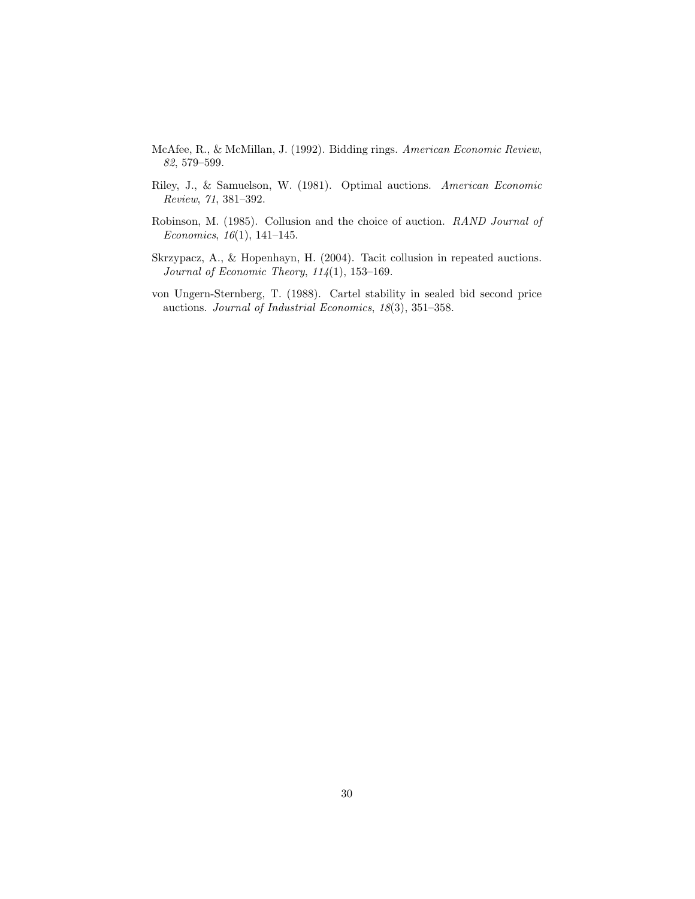McAfee, R., & McMillan, J. (1992). Bidding rings. *American Economic Review*, *82*, 579–599.

Riley, J., & Samuelson, W. (1981). Optimal auctions. *American Economic Review*, *71*, 381–392.

Robinson, M. (1985). Collusion and the choice of auction. *RAND Journal of Economics*, *16*(1), 141–145.

Skrzypacz, A., & Hopenhayn, H. (2004). Tacit collusion in repeated auctions. *Journal of Economic Theory*, *114*(1), 153–169.

von Ungern-Sternberg, T. (1988). Cartel stability in sealed bid second price auctions. *Journal of Industrial Economics*, *18*(3), 351–358.